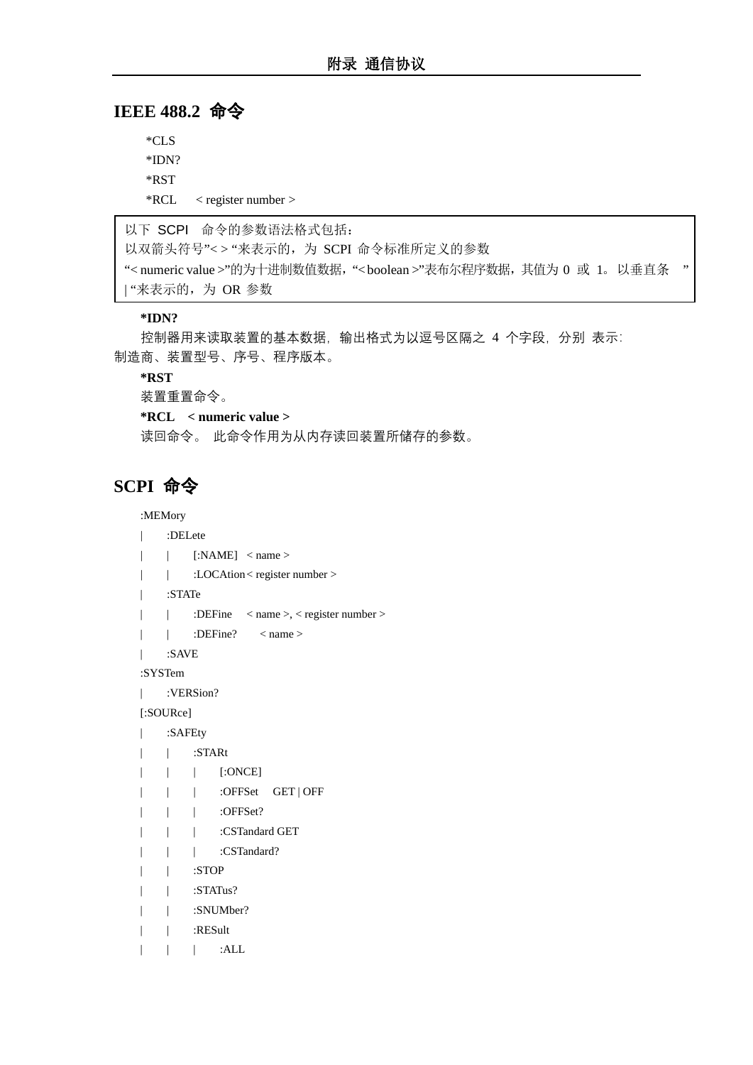# IEEE 488.2 命令

*CLS
*IDN?
*RST
*RCL < register number >

| 以下 SCPI 命令的参数语法格式包括：<br>以双箭头符号"< > "来表示的，为 SCPI 命令标准所定义的参数<br>"< numeric value >"的为十进制数值数据，"< boolean >"表布尔程序数据，其值为 0 或 1。以垂直条 "\| "来表示的，为 OR 参数 |
|---|

**\*IDN?**

控制器用来读取装置的基本数据，输出格式为以逗号区隔之 4 个字段，分别 表示：制造商、装置型号、序号、程序版本。

**\*RST**

装置重置命令。

**\*RCL < numeric value >**

读回命令。 此命令作用为从内存读回装置所储存的参数。

# SCPI 命令

```
:MEMory
|    :DELete
|    |    [:NAME]  < name >
|    |    :LOCAtion< register number >
|    :STATe
|    |    :DEFine   < name >, < register number >
|    |    :DEFine?     < name >
|    :SAVE
:SYSTem
|    :VERSion?
[:SOURce]
|    :SAFEty
|    |    :STARt
|    |    |    [:ONCE]
|    |    |    :OFFSet   GET | OFF
|    |    |    :OFFSet?
|    |    |    :CSTandard GET
|    |    |    :CSTandard?
|    |    :STOP
|    |    :STATus?
|    |    :SNUMber?
|    |    :RESult
|    |    |    :ALL
```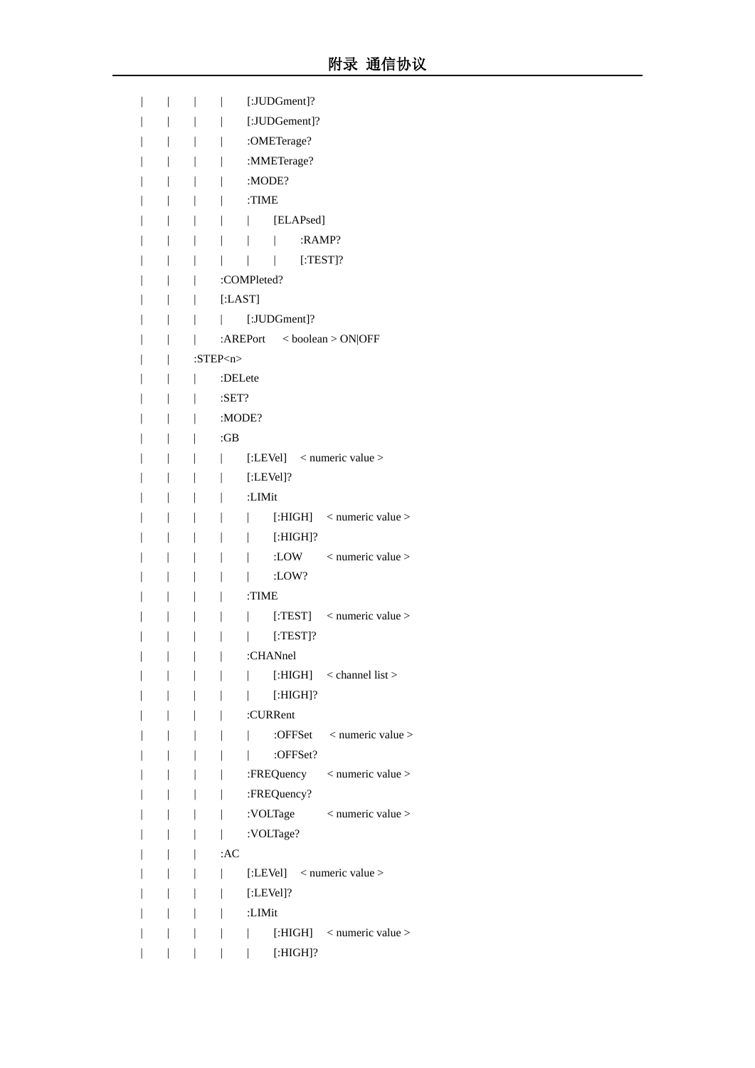```
|    |    |    |    [:JUDGment]?
|    |    |    |    [:JUDGement]?
|    |    |    |    :OMETerage?
|    |    |    |    :MMETerage?
|    |    |    |    :MODE?
|    |    |    |    :TIME
|    |    |    |    |    [ELAPsed]
|    |    |    |    |    |    :RAMP?
|    |    |    |    |    |    [:TEST]?
|    |    |    :COMPleted?
|    |    |    [:LAST]
|    |    |    |    [:JUDGment]?
|    |    |    :AREPort    < boolean > ON|OFF
|    |    :STEP<n>
|    |    |    :DELete
|    |    |    :SET?
|    |    |    :MODE?
|    |    |    :GB
|    |    |    |    [:LEVel]    < numeric value >
|    |    |    |    [:LEVel]?
|    |    |    |    :LIMit
|    |    |    |    |    [:HIGH]    < numeric value >
|    |    |    |    |    [:HIGH]?
|    |    |    |    |    :LOW       < numeric value >
|    |    |    |    |    :LOW?
|    |    |    |    :TIME
|    |    |    |    |    [:TEST]    < numeric value >
|    |    |    |    |    [:TEST]?
|    |    |    |    :CHANnel
|    |    |    |    |    [:HIGH]    < channel list >
|    |    |    |    |    [:HIGH]?
|    |    |    |    :CURRent
|    |    |    |    |    :OFFSet    < numeric value >
|    |    |    |    |    :OFFSet?
|    |    |    |    :FREQuency    < numeric value >
|    |    |    |    :FREQuency?
|    |    |    |    :VOLTage      < numeric value >
|    |    |    |    :VOLTage?
|    |    |    :AC
|    |    |    |    [:LEVel]    < numeric value >
|    |    |    |    [:LEVel]?
|    |    |    |    :LIMit
|    |    |    |    |    [:HIGH]    < numeric value >
|    |    |    |    |    [:HIGH]?
```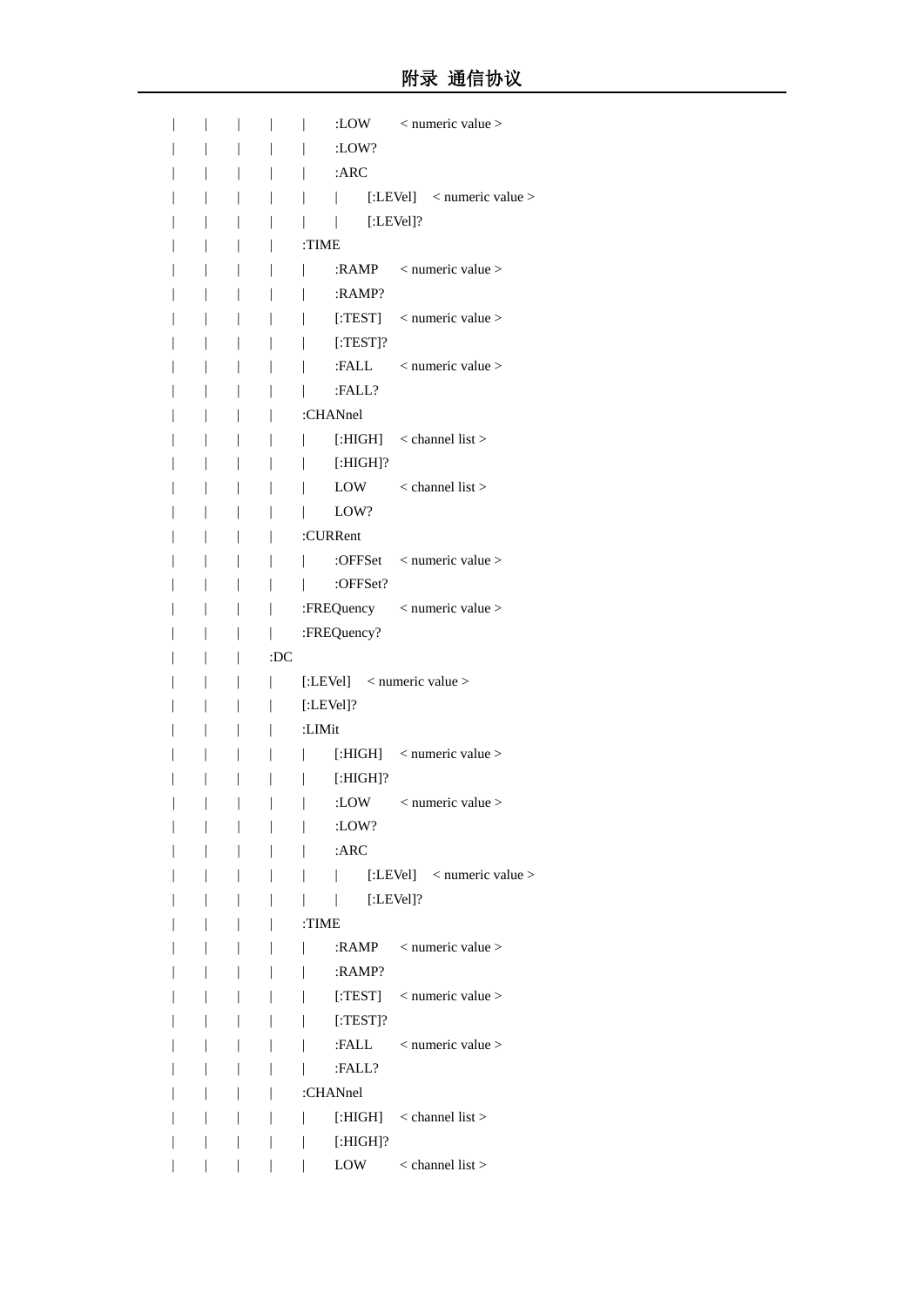```
|    |    |    |    |    :LOW      < numeric value >
|    |    |    |    |    :LOW?
|    |    |    |    |    :ARC
|    |    |    |    |    |    [:LEVel]    < numeric value >
|    |    |    |    |    |    [:LEVel]?
|    |    |    |    :TIME
|    |    |    |    |    :RAMP     < numeric value >
|    |    |    |    |    :RAMP?
|    |    |    |    |    [:TEST]   < numeric value >
|    |    |    |    |    [:TEST]?
|    |    |    |    |    :FALL     < numeric value >
|    |    |    |    |    :FALL?
|    |    |    |    :CHANnel
|    |    |    |    |    [:HIGH]   < channel list >
|    |    |    |    |    [:HIGH]?
|    |    |    |    |    LOW       < channel list >
|    |    |    |    |    LOW?
|    |    |    |    :CURRent
|    |    |    |    |    :OFFSet   < numeric value >
|    |    |    |    |    :OFFSet?
|    |    |    |    :FREQuency    < numeric value >
|    |    |    |    :FREQuency?
|    |    |    :DC
|    |    |    |    [:LEVel]   < numeric value >
|    |    |    |    [:LEVel]?
|    |    |    |    :LIMit
|    |    |    |    |    [:HIGH]   < numeric value >
|    |    |    |    |    [:HIGH]?
|    |    |    |    |    :LOW      < numeric value >
|    |    |    |    |    :LOW?
|    |    |    |    |    :ARC
|    |    |    |    |    |    [:LEVel]    < numeric value >
|    |    |    |    |    |    [:LEVel]?
|    |    |    |    :TIME
|    |    |    |    |    :RAMP     < numeric value >
|    |    |    |    |    :RAMP?
|    |    |    |    |    [:TEST]   < numeric value >
|    |    |    |    |    [:TEST]?
|    |    |    |    |    :FALL     < numeric value >
|    |    |    |    |    :FALL?
|    |    |    |    :CHANnel
|    |    |    |    |    [:HIGH]   < channel list >
|    |    |    |    |    [:HIGH]?
|    |    |    |    |    LOW       < channel list >
```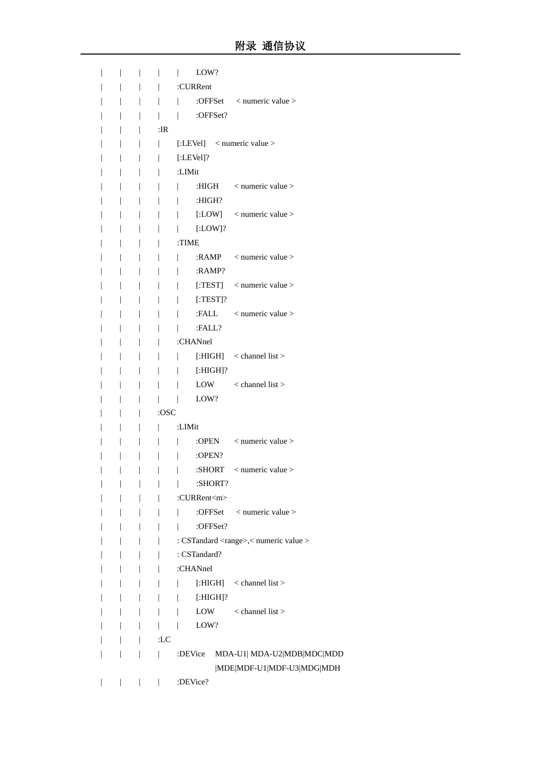```
|    |    |    |    |    LOW?
|    |    |    |    :CURRent
|    |    |    |    |    :OFFSet    < numeric value >
|    |    |    |    |    :OFFSet?
|    |    |    :IR
|    |    |    |    [:LEVel]    < numeric value >
|    |    |    |    [:LEVel]?
|    |    |    |    :LIMit
|    |    |    |    |    :HIGH    < numeric value >
|    |    |    |    |    :HIGH?
|    |    |    |    |    [:LOW]    < numeric value >
|    |    |    |    |    [:LOW]?
|    |    |    |    :TIME
|    |    |    |    |    :RAMP    < numeric value >
|    |    |    |    |    :RAMP?
|    |    |    |    |    [:TEST]    < numeric value >
|    |    |    |    |    [:TEST]?
|    |    |    |    |    :FALL    < numeric value >
|    |    |    |    |    :FALL?
|    |    |    |    :CHANnel
|    |    |    |    |    [:HIGH]    < channel list >
|    |    |    |    |    [:HIGH]?
|    |    |    |    |    LOW    < channel list >
|    |    |    |    |    LOW?
|    |    |    :OSC
|    |    |    |    :LIMit
|    |    |    |    |    :OPEN    < numeric value >
|    |    |    |    |    :OPEN?
|    |    |    |    |    :SHORT    < numeric value >
|    |    |    |    |    :SHORT?
|    |    |    |    :CURRent<m>
|    |    |    |    |    :OFFSet    < numeric value >
|    |    |    |    |    :OFFSet?
|    |    |    |    : CSTandard <range>,< numeric value >
|    |    |    |    : CSTandard?
|    |    |    |    :CHANnel
|    |    |    |    |    [:HIGH]    < channel list >
|    |    |    |    |    [:HIGH]?
|    |    |    |    |    LOW    < channel list >
|    |    |    |    |    LOW?
|    |    |    :LC
|    |    |    |    :DEVice    MDA-U1| MDA-U2|MDB|MDC|MDD
                               |MDE|MDF-U1|MDF-U3|MDG|MDH
|    |    |    |    :DEVice?
```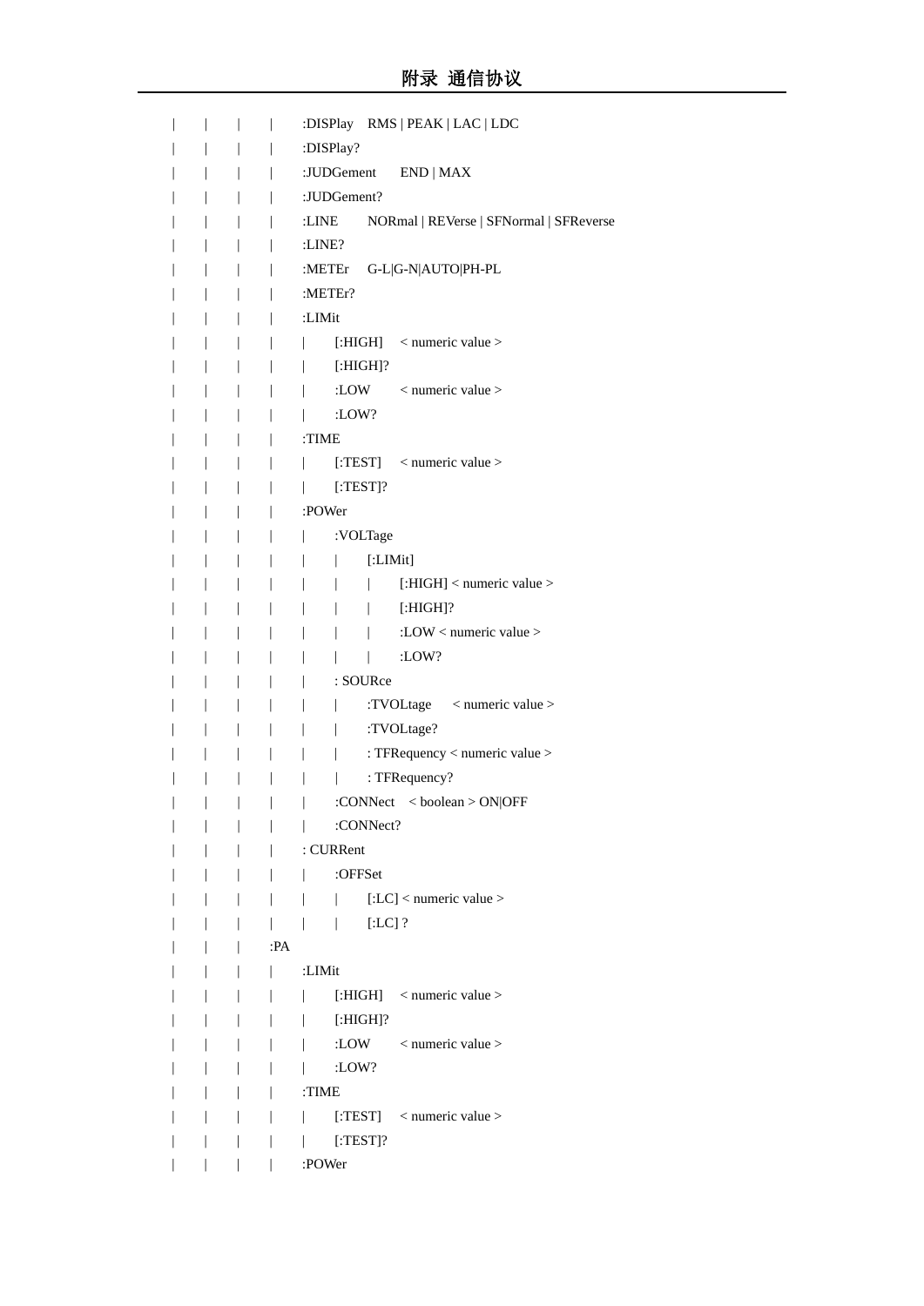```
|    |    |    |    :DISPlay    RMS | PEAK | LAC | LDC
|    |    |    |    :DISPlay?
|    |    |    |    :JUDGement      END | MAX
|    |    |    |    :JUDGement?
|    |    |    |    :LINE       NORmal | REVerse | SFNormal | SFReverse
|    |    |    |    :LINE?
|    |    |    |    :METEr     G-L|G-N|AUTO|PH-PL
|    |    |    |    :METEr?
|    |    |    |    :LIMit
|    |    |    |    |    [:HIGH]     < numeric value >
|    |    |    |    |    [:HIGH]?
|    |    |    |    |    :LOW        < numeric value >
|    |    |    |    |    :LOW?
|    |    |    |    :TIME
|    |    |    |    |    [:TEST]     < numeric value >
|    |    |    |    |    [:TEST]?
|    |    |    |    :POWer
|    |    |    |    |    :VOLTage
|    |    |    |    |    |    [:LIMit]
|    |    |    |    |    |    |    [:HIGH] < numeric value >
|    |    |    |    |    |    |    [:HIGH]?
|    |    |    |    |    |    |    :LOW < numeric value >
|    |    |    |    |    |    |    :LOW?
|    |    |    |    |    : SOURce
|    |    |    |    |    |    :TVOLtage     < numeric value >
|    |    |    |    |    |    :TVOLtage?
|    |    |    |    |    |    : TFRequency < numeric value >
|    |    |    |    |    |    : TFRequency?
|    |    |    |    |    :CONNect    < boolean > ON|OFF
|    |    |    |    |    :CONNect?
|    |    |    |    : CURRent
|    |    |    |    |    :OFFSet
|    |    |    |    |    |    [:LC] < numeric value >
|    |    |    |    |    |    [:LC] ?
|    |    |    :PA
|    |    |    |    :LIMit
|    |    |    |    |    [:HIGH]     < numeric value >
|    |    |    |    |    [:HIGH]?
|    |    |    |    |    :LOW        < numeric value >
|    |    |    |    |    :LOW?
|    |    |    |    :TIME
|    |    |    |    |    [:TEST]     < numeric value >
|    |    |    |    |    [:TEST]?
|    |    |    |    :POWer
```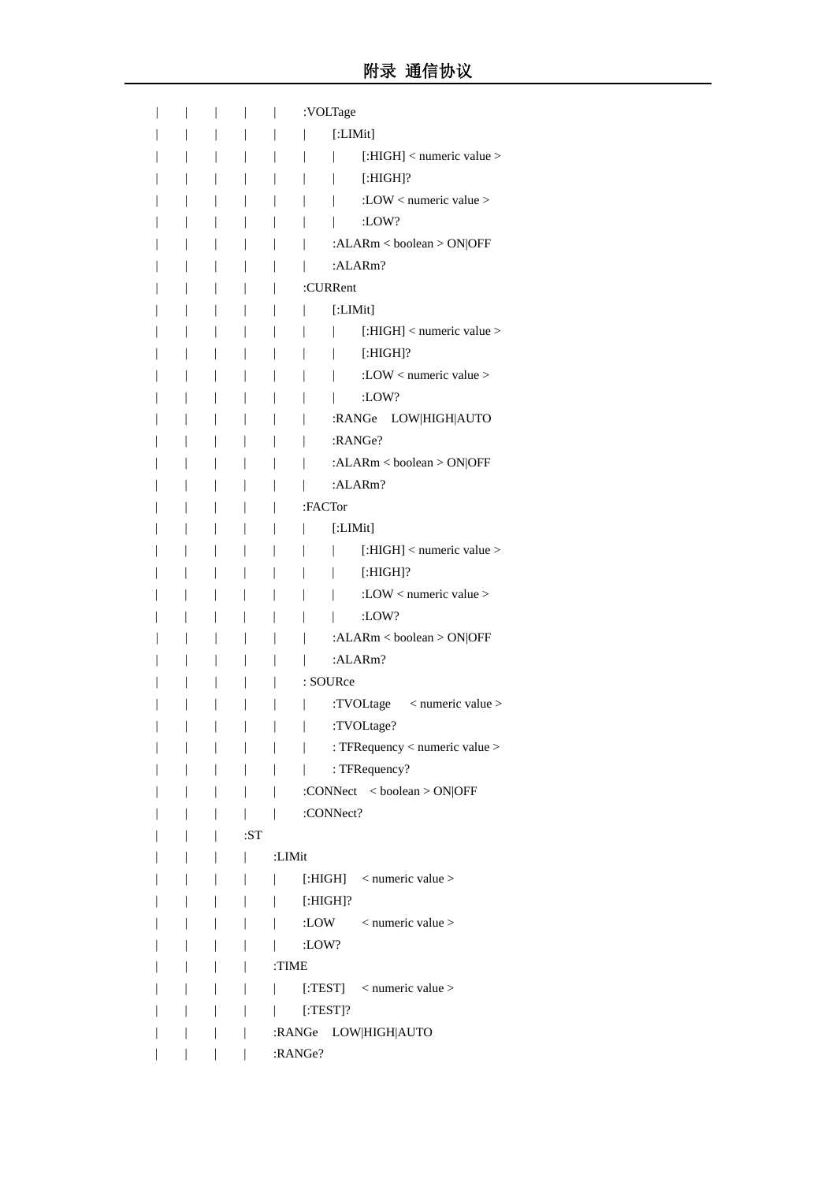```
|    |    |    |    |    :VOLTage
|    |    |    |    |    |    [:LIMit]
|    |    |    |    |    |    |    [:HIGH] < numeric value >
|    |    |    |    |    |    |    [:HIGH]?
|    |    |    |    |    |    |    :LOW < numeric value >
|    |    |    |    |    |    |    :LOW?
|    |    |    |    |    |    :ALARm < boolean > ON|OFF
|    |    |    |    |    |    :ALARm?
|    |    |    |    |    :CURRent
|    |    |    |    |    |    [:LIMit]
|    |    |    |    |    |    |    [:HIGH] < numeric value >
|    |    |    |    |    |    |    [:HIGH]?
|    |    |    |    |    |    |    :LOW < numeric value >
|    |    |    |    |    |    |    :LOW?
|    |    |    |    |    |    :RANGe    LOW|HIGH|AUTO
|    |    |    |    |    |    :RANGe?
|    |    |    |    |    |    :ALARm < boolean > ON|OFF
|    |    |    |    |    |    :ALARm?
|    |    |    |    |    :FACTor
|    |    |    |    |    |    [:LIMit]
|    |    |    |    |    |    |    [:HIGH] < numeric value >
|    |    |    |    |    |    |    [:HIGH]?
|    |    |    |    |    |    |    :LOW < numeric value >
|    |    |    |    |    |    |    :LOW?
|    |    |    |    |    |    :ALARm < boolean > ON|OFF
|    |    |    |    |    |    :ALARm?
|    |    |    |    |    : SOURce
|    |    |    |    |    |    :TVOLtage    < numeric value >
|    |    |    |    |    |    :TVOLtage?
|    |    |    |    |    |    : TFRequency < numeric value >
|    |    |    |    |    |    : TFRequency?
|    |    |    |    |    :CONNect    < boolean > ON|OFF
|    |    |    |    |    :CONNect?
|    |    |    :ST
|    |    |    |    :LIMit
|    |    |    |    |    [:HIGH]    < numeric value >
|    |    |    |    |    [:HIGH]?
|    |    |    |    |    :LOW    < numeric value >
|    |    |    |    |    :LOW?
|    |    |    |    :TIME
|    |    |    |    |    [:TEST]    < numeric value >
|    |    |    |    |    [:TEST]?
|    |    |    |    :RANGe    LOW|HIGH|AUTO
|    |    |    |    :RANGe?
```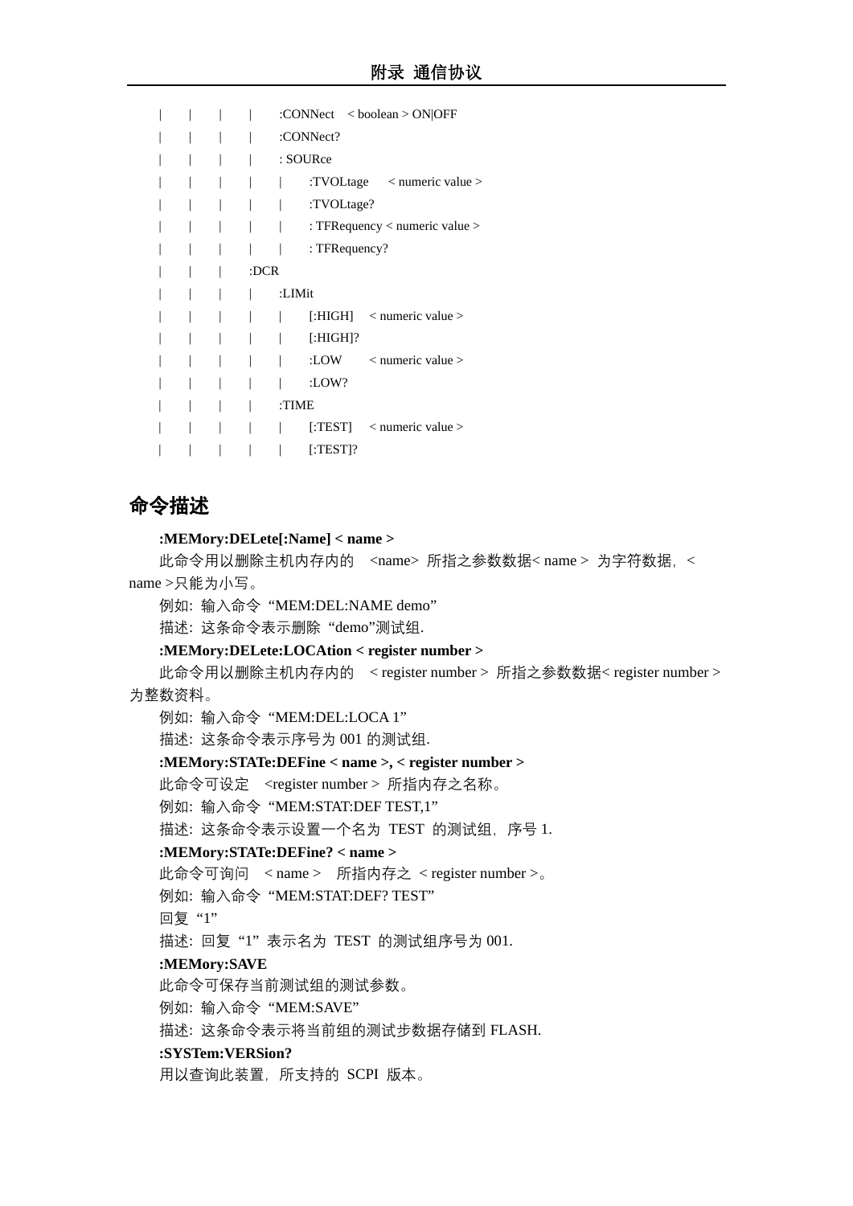```
|   |   |   |   :CONNect  < boolean > ON|OFF
|   |   |   |   :CONNect?
|   |   |   |   : SOURce
|   |   |   |   |   :TVOLtage   < numeric value >
|   |   |   |   |   :TVOLtage?
|   |   |   |   |   : TFRequency < numeric value >
|   |   |   |   |   : TFRequency?
|   |   |   :DCR
|   |   |   |   :LIMit
|   |   |   |   |   [:HIGH]   < numeric value >
|   |   |   |   |   [:HIGH]?
|   |   |   |   |   :LOW      < numeric value >
|   |   |   |   |   :LOW?
|   |   |   |   :TIME
|   |   |   |   |   [:TEST]   < numeric value >
|   |   |   |   |   [:TEST]?
```

## 命令描述

**:MEMory:DELete[:Name] < name >**

此命令用以删除主机内存内的 <name> 所指之参数数据< name > 为字符数据，< name >只能为小写。

例如：输入命令"MEM:DEL:NAME demo"

描述：这条命令表示删除"demo"测试组.

**:MEMory:DELete:LOCAtion < register number >**

此命令用以删除主机内存内的 < register number > 所指之参数数据< register number > 为整数资料。

例如：输入命令"MEM:DEL:LOCA 1"

描述：这条命令表示序号为 001 的测试组.

**:MEMory:STATe:DEFine < name >, < register number >**

此命令可设定 <register number > 所指内存之名称。

例如：输入命令"MEM:STAT:DEF TEST,1"

描述：这条命令表示设置一个名为 TEST 的测试组，序号 1.

**:MEMory:STATe:DEFine? < name >**

此命令可询问 < name > 所指内存之 < register number >。

例如：输入命令"MEM:STAT:DEF? TEST"

回复"1"

描述：回复"1"表示名为 TEST 的测试组序号为 001.

**:MEMory:SAVE**

此命令可保存当前测试组的测试参数。

例如：输入命令"MEM:SAVE"

描述：这条命令表示将当前组的测试步数据存储到 FLASH.

**:SYSTem:VERSion?**

用以查询此装置，所支持的 SCPI 版本。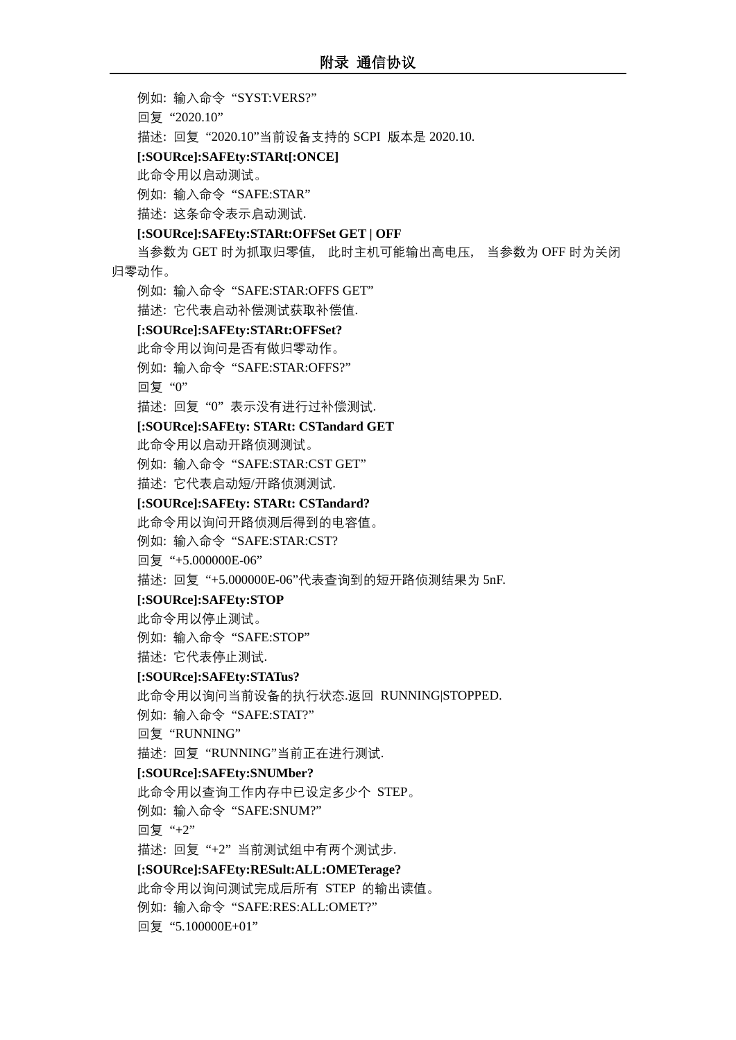例如: 输入命令 “SYST:VERS?”

回复 “2020.10”

描述: 回复 “2020.10”当前设备支持的 SCPI 版本是 2020.10.

**[:SOURce]:SAFEty:STARt[:ONCE]**

此命令用以启动测试。

例如: 输入命令 “SAFE:STAR”

描述: 这条命令表示启动测试.

**[:SOURce]:SAFEty:STARt:OFFSet GET | OFF**

当参数为 GET 时为抓取归零值， 此时主机可能输出高电压， 当参数为 OFF 时为关闭归零动作。

例如: 输入命令 “SAFE:STAR:OFFS GET”

描述: 它代表启动补偿测试获取补偿值.

**[:SOURce]:SAFEty:STARt:OFFSet?**

此命令用以询问是否有做归零动作。

例如: 输入命令 “SAFE:STAR:OFFS?”

回复 “0”

描述: 回复 “0” 表示没有进行过补偿测试.

**[:SOURce]:SAFEty: STARt: CSTandard GET**

此命令用以启动开路侦测测试。

例如: 输入命令 “SAFE:STAR:CST GET”

描述: 它代表启动短/开路侦测测试.

**[:SOURce]:SAFEty: STARt: CSTandard?**

此命令用以询问开路侦测后得到的电容值。

例如: 输入命令 “SAFE:STAR:CST?

回复 “+5.000000E-06”

描述: 回复 “+5.000000E-06”代表查询到的短开路侦测结果为 5nF.

**[:SOURce]:SAFEty:STOP**

此命令用以停止测试。

例如: 输入命令 “SAFE:STOP”

描述: 它代表停止测试.

**[:SOURce]:SAFEty:STATus?**

此命令用以询问当前设备的执行状态.返回 RUNNING|STOPPED.

例如: 输入命令 “SAFE:STAT?”

回复 “RUNNING”

描述: 回复 “RUNNING”当前正在进行测试.

**[:SOURce]:SAFEty:SNUMber?**

此命令用以查询工作内存中已设定多少个 STEP。

例如: 输入命令 “SAFE:SNUM?”

回复 “+2”

描述: 回复 “+2” 当前测试组中有两个测试步.

**[:SOURce]:SAFEty:RESult:ALL:OMETerage?**

此命令用以询问测试完成后所有 STEP 的输出读值。

例如: 输入命令 “SAFE:RES:ALL:OMET?”

回复 “5.100000E+01”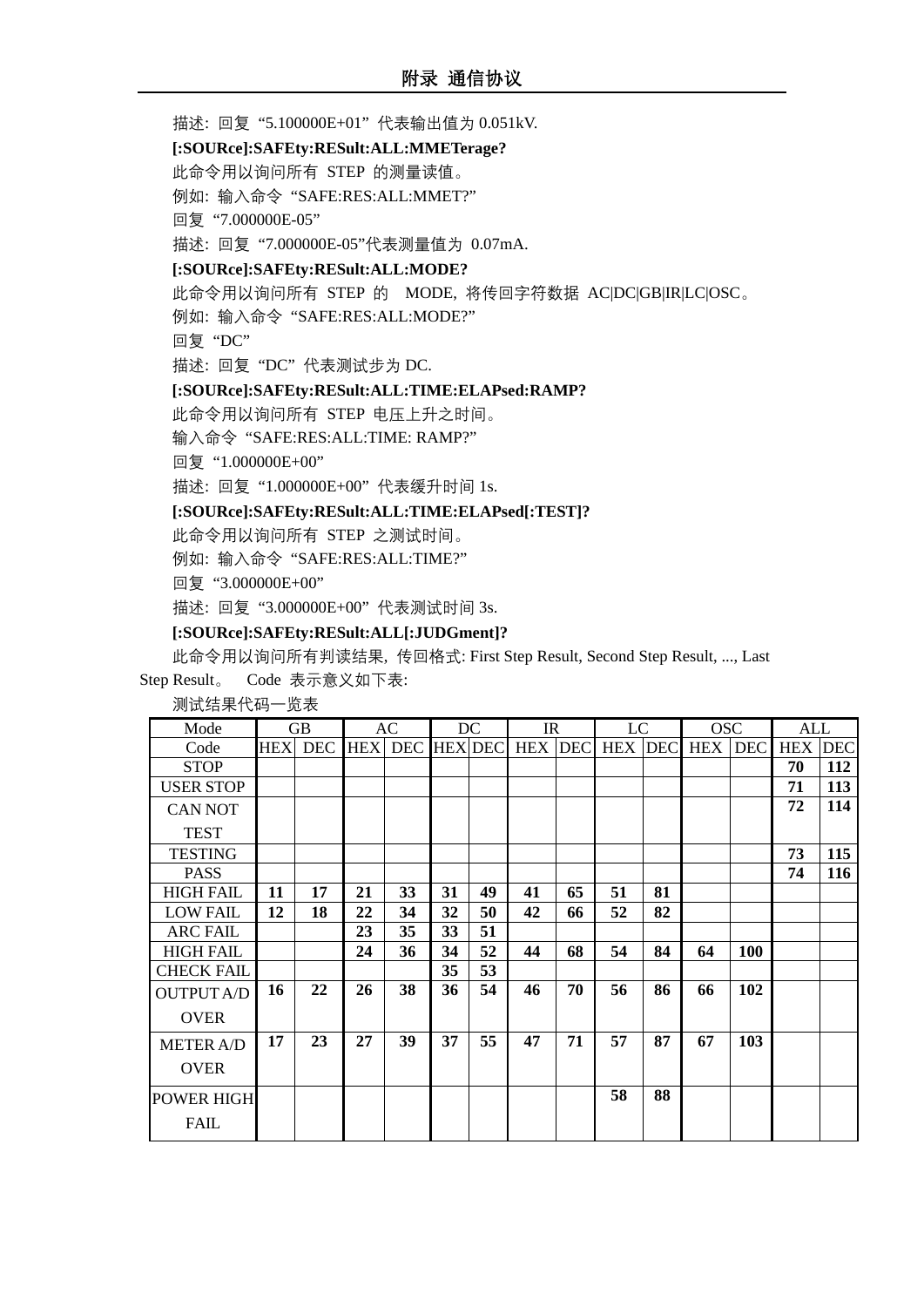描述: 回复“5.100000E+01”代表输出值为 0.051kV.

**[:SOURce]:SAFEty:RESult:ALL:MMETerage?**

此命令用以询问所有 STEP 的测量读值。

例如: 输入命令“SAFE:RES:ALL:MMET?”

回复“7.000000E-05”

描述: 回复“7.000000E-05”代表测量值为 0.07mA.

**[:SOURce]:SAFEty:RESult:ALL:MODE?**

此命令用以询问所有 STEP 的 MODE, 将传回字符数据 AC|DC|GB|IR|LC|OSC。

例如: 输入命令“SAFE:RES:ALL:MODE?”

回复“DC”

描述: 回复“DC”代表测试步为 DC.

**[:SOURce]:SAFEty:RESult:ALL:TIME:ELAPsed:RAMP?**

此命令用以询问所有 STEP 电压上升之时间。

输入命令“SAFE:RES:ALL:TIME: RAMP?”

回复“1.000000E+00”

描述: 回复“1.000000E+00”代表缓升时间 1s.

**[:SOURce]:SAFEty:RESult:ALL:TIME:ELAPsed[:TEST]?**

此命令用以询问所有 STEP 之测试时间。

例如: 输入命令“SAFE:RES:ALL:TIME?”

回复“3.000000E+00”

描述: 回复“3.000000E+00”代表测试时间 3s.

**[:SOURce]:SAFEty:RESult:ALL[:JUDGment]?**

此命令用以询问所有判读结果, 传回格式: First Step Result, Second Step Result, ..., Last Step Result。 Code 表示意义如下表:

测试结果代码一览表

| Mode | GB | | AC | | DC | | IR | | LC | | OSC | | ALL | |
|---|---|---|---|---|---|---|---|---|---|---|---|---|---|---|
| Code | HEX | DEC | HEX | DEC | HEX | DEC | HEX | DEC | HEX | DEC | HEX | DEC | HEX | DEC |
| STOP | | | | | | | | | | | | | **70** | **112** |
| USER STOP | | | | | | | | | | | | | **71** | **113** |
| CAN NOT TEST | | | | | | | | | | | | | **72** | **114** |
| TESTING | | | | | | | | | | | | | **73** | **115** |
| PASS | | | | | | | | | | | | | **74** | **116** |
| HIGH FAIL | **11** | **17** | **21** | **33** | **31** | **49** | **41** | **65** | **51** | **81** | | | | |
| LOW FAIL | **12** | **18** | **22** | **34** | **32** | **50** | **42** | **66** | **52** | **82** | | | | |
| ARC FAIL | | | **23** | **35** | **33** | **51** | | | | | | | | |
| HIGH FAIL | | | **24** | **36** | **34** | **52** | **44** | **68** | **54** | **84** | **64** | **100** | | |
| CHECK FAIL | | | | | **35** | **53** | | | | | | | | |
| OUTPUT A/D OVER | **16** | **22** | **26** | **38** | **36** | **54** | **46** | **70** | **56** | **86** | **66** | **102** | | |
| METER A/D OVER | **17** | **23** | **27** | **39** | **37** | **55** | **47** | **71** | **57** | **87** | **67** | **103** | | |
| POWER HIGH FAIL | | | | | | | | | **58** | **88** | | | | |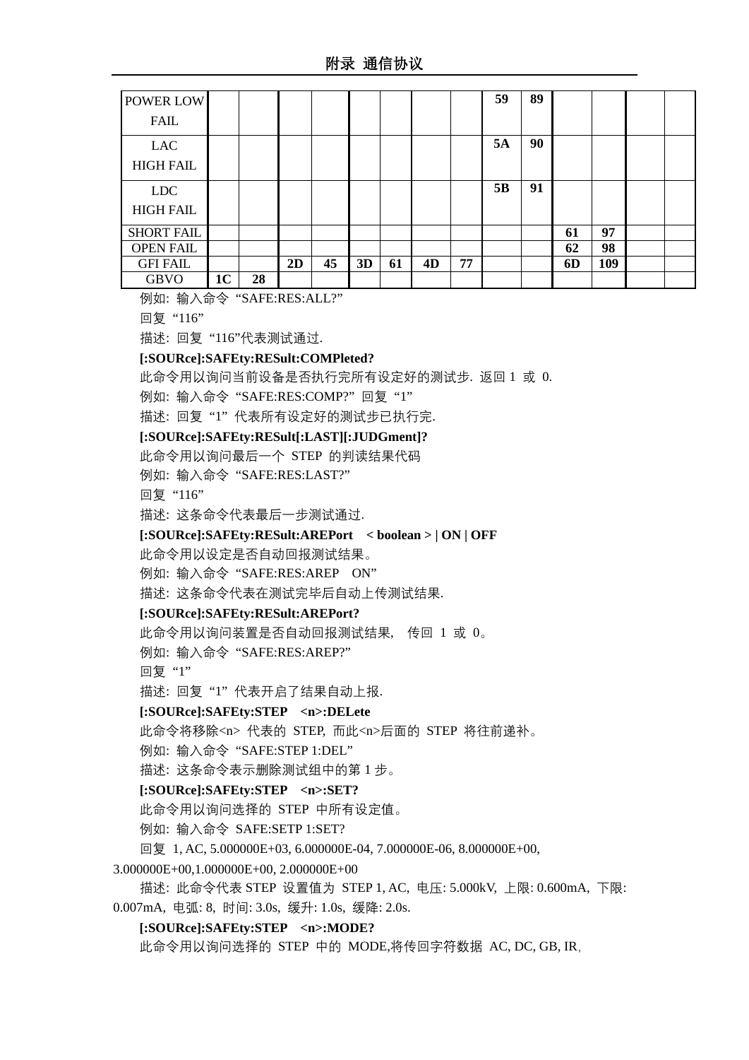| | | | | | | | | | | | | | | |
|---|---|---|---|---|---|---|---|---|---|---|---|---|---|---|
| POWER LOW FAIL | | | | | | | | | **59** | **89** | | | | |
| LAC HIGH FAIL | | | | | | | | | **5A** | **90** | | | | |
| LDC HIGH FAIL | | | | | | | | | **5B** | **91** | | | | |
| SHORT FAIL | | | | | | | | | | | **61** | **97** | | |
| OPEN FAIL | | | | | | | | | | | **62** | **98** | | |
| GFI FAIL | | | **2D** | **45** | **3D** | **61** | **4D** | **77** | | | **6D** | **109** | | |
| GBVO | **1C** | **28** | | | | | | | | | | | | |

例如: 输入命令“SAFE:RES:ALL?”

回复“116”

描述: 回复“116”代表测试通过.

**[:SOURce]:SAFEty:RESult:COMPleted?**

此命令用以询问当前设备是否执行完所有设定好的测试步. 返回 1 或 0.

例如: 输入命令“SAFE:RES:COMP?” 回复“1”

描述: 回复“1”代表所有设定好的测试步已执行完.

**[:SOURce]:SAFEty:RESult[:LAST][:JUDGment]?**

此命令用以询问最后一个 STEP 的判读结果代码

例如: 输入命令“SAFE:RES:LAST?”

回复“116”

描述: 这条命令代表最后一步测试通过.

**[:SOURce]:SAFEty:RESult:AREPort < boolean > | ON | OFF**

此命令用以设定是否自动回报测试结果。

例如: 输入命令“SAFE:RES:AREP ON”

描述: 这条命令代表在测试完毕后自动上传测试结果.

**[:SOURce]:SAFEty:RESult:AREPort?**

此命令用以询问装置是否自动回报测试结果, 传回 1 或 0。

例如: 输入命令“SAFE:RES:AREP?”

回复“1”

描述: 回复“1”代表开启了结果自动上报.

**[:SOURce]:SAFEty:STEP <n>:DELete**

此命令将移除<n> 代表的 STEP, 而此<n>后面的 STEP 将往前递补。

例如: 输入命令“SAFE:STEP 1:DEL”

描述: 这条命令表示删除测试组中的第 1 步。

**[:SOURce]:SAFEty:STEP <n>:SET?**

此命令用以询问选择的 STEP 中所有设定值。

例如: 输入命令 SAFE:SETP 1:SET?

回复 1, AC, 5.000000E+03, 6.000000E-04, 7.000000E-06, 8.000000E+00, 3.000000E+00,1.000000E+00, 2.000000E+00

描述: 此命令代表 STEP 设置值为 STEP 1, AC, 电压: 5.000kV, 上限: 0.600mA, 下限: 0.007mA, 电弧: 8, 时间: 3.0s, 缓升: 1.0s, 缓降: 2.0s.

**[:SOURce]:SAFEty:STEP <n>:MODE?**

此命令用以询问选择的 STEP 中的 MODE,将传回字符数据 AC, DC, GB, IR,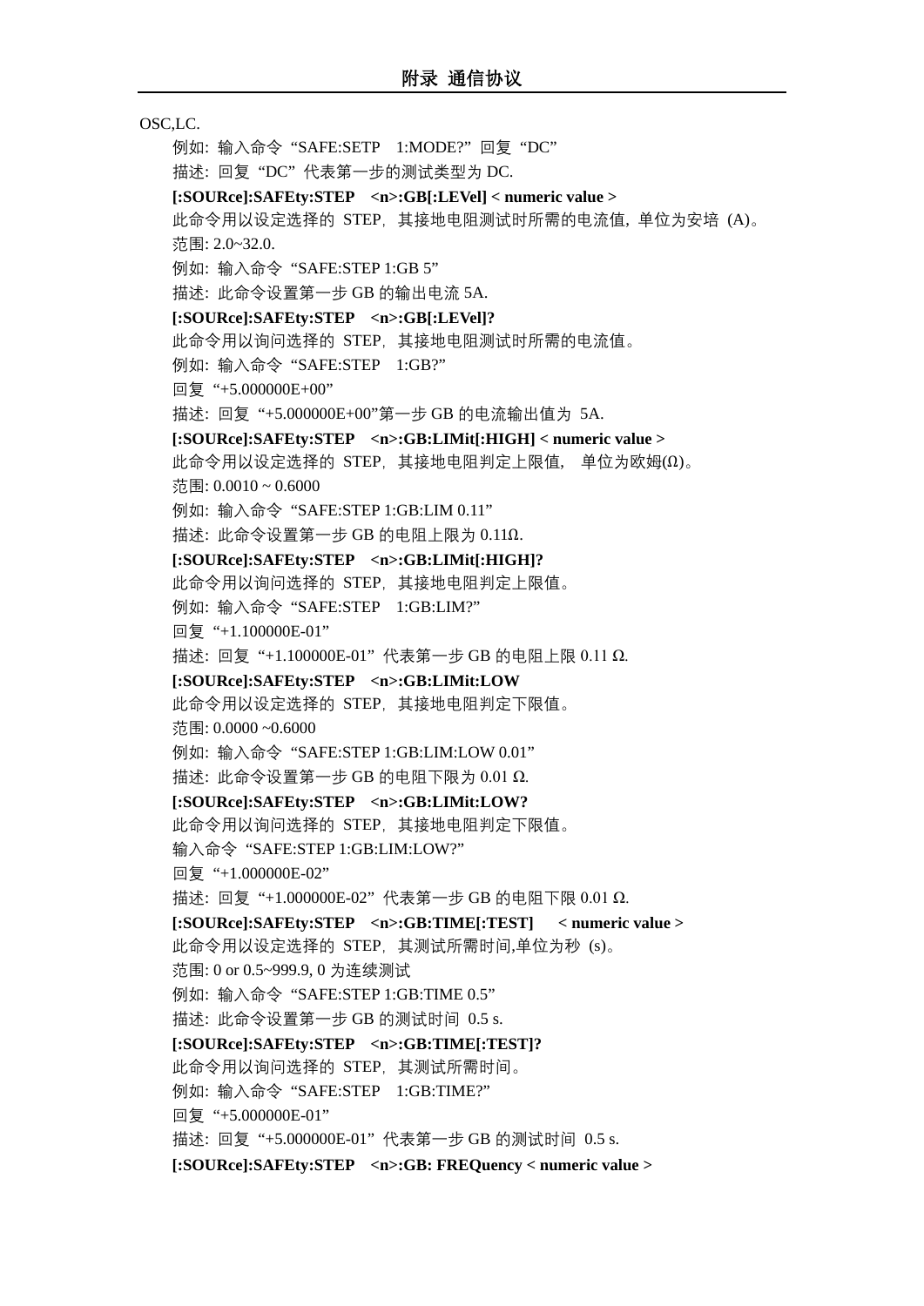OSC,LC.

例如：输入命令“SAFE:SETP 1:MODE?”回复“DC”

描述：回复“DC”代表第一步的测试类型为 DC.

**[:SOURce]:SAFEty:STEP <n>:GB[:LEVel] < numeric value >**

此命令用以设定选择的 STEP，其接地电阻测试时所需的电流值，单位为安培 (A)。

范围: 2.0~32.0.

例如：输入命令“SAFE:STEP 1:GB 5”

描述：此命令设置第一步 GB 的输出电流 5A.

**[:SOURce]:SAFEty:STEP <n>:GB[:LEVel]?**

此命令用以询问选择的 STEP，其接地电阻测试时所需的电流值。

例如：输入命令“SAFE:STEP 1:GB?”

回复“+5.000000E+00”

描述：回复“+5.000000E+00”第一步 GB 的电流输出值为 5A.

**[:SOURce]:SAFEty:STEP <n>:GB:LIMit[:HIGH] < numeric value >**

此命令用以设定选择的 STEP，其接地电阻判定上限值，单位为欧姆(Ω)。

范围: 0.0010 ~ 0.6000

例如：输入命令“SAFE:STEP 1:GB:LIM 0.11”

描述：此命令设置第一步 GB 的电阻上限为 0.11Ω.

**[:SOURce]:SAFEty:STEP <n>:GB:LIMit[:HIGH]?**

此命令用以询问选择的 STEP，其接地电阻判定上限值。

例如：输入命令“SAFE:STEP 1:GB:LIM?”

回复“+1.100000E-01”

描述：回复“+1.100000E-01”代表第一步 GB 的电阻上限 0.11 Ω.

**[:SOURce]:SAFEty:STEP <n>:GB:LIMit:LOW**

此命令用以设定选择的 STEP，其接地电阻判定下限值。

范围: 0.0000 ~0.6000

例如：输入命令“SAFE:STEP 1:GB:LIM:LOW 0.01”

描述：此命令设置第一步 GB 的电阻下限为 0.01 Ω.

**[:SOURce]:SAFEty:STEP <n>:GB:LIMit:LOW?**

此命令用以询问选择的 STEP，其接地电阻判定下限值。

输入命令“SAFE:STEP 1:GB:LIM:LOW?”

回复“+1.000000E-02”

描述：回复“+1.000000E-02”代表第一步 GB 的电阻下限 0.01 Ω.

**[:SOURce]:SAFEty:STEP <n>:GB:TIME[:TEST] < numeric value >**

此命令用以设定选择的 STEP，其测试所需时间,单位为秒 (s)。

范围: 0 or 0.5~999.9, 0 为连续测试

例如：输入命令“SAFE:STEP 1:GB:TIME 0.5”

描述：此命令设置第一步 GB 的测试时间 0.5 s.

**[:SOURce]:SAFEty:STEP <n>:GB:TIME[:TEST]?**

此命令用以询问选择的 STEP，其测试所需时间。

例如：输入命令“SAFE:STEP 1:GB:TIME?”

回复“+5.000000E-01”

描述：回复“+5.000000E-01”代表第一步 GB 的测试时间 0.5 s.

**[:SOURce]:SAFEty:STEP <n>:GB: FREQuency < numeric value >**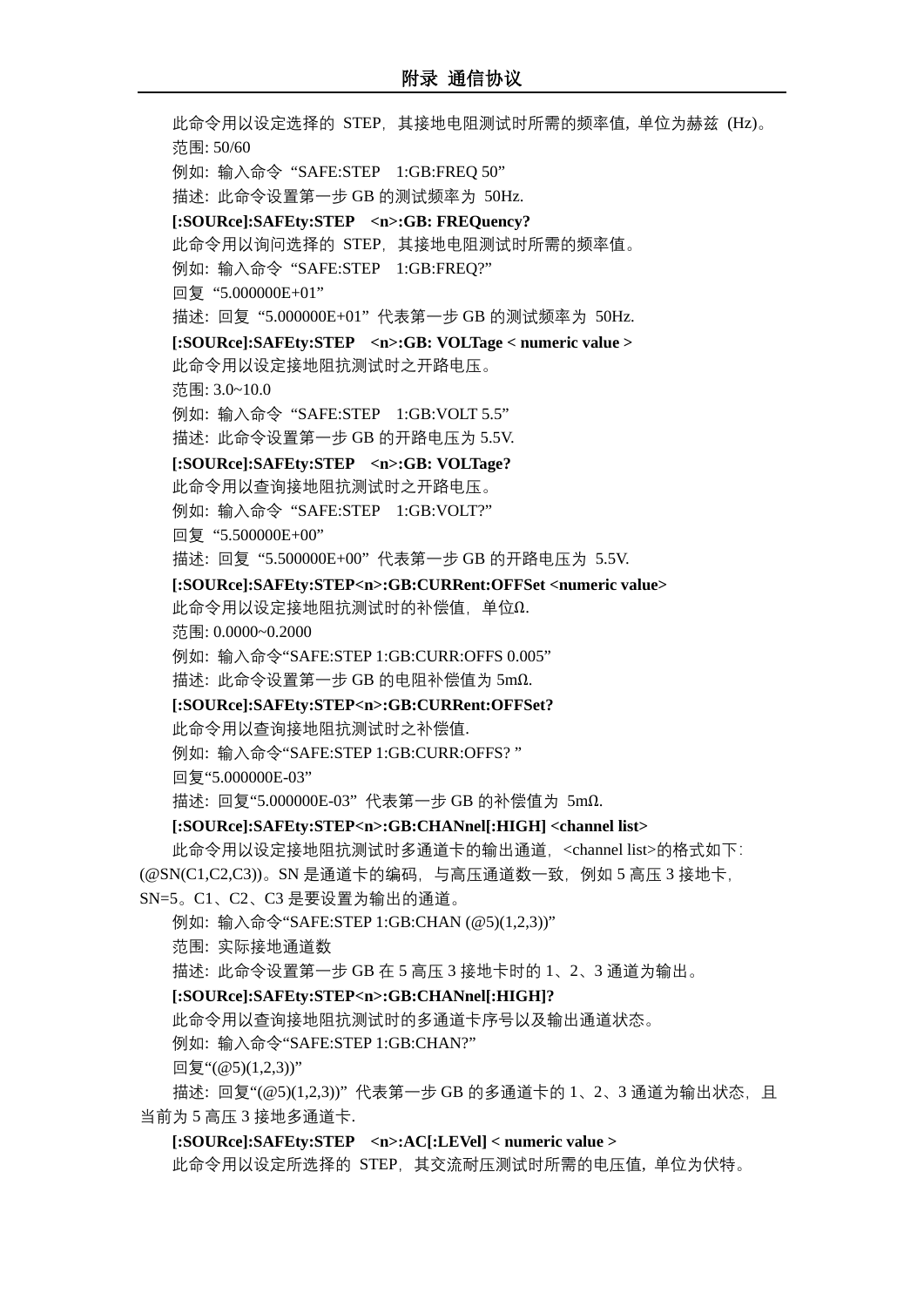此命令用以设定选择的 STEP，其接地电阻测试时所需的频率值，单位为赫兹 (Hz)。

范围: 50/60

例如: 输入命令 “SAFE:STEP 1:GB:FREQ 50”

描述: 此命令设置第一步 GB 的测试频率为 50Hz.

**[:SOURce]:SAFEty:STEP <n>:GB: FREQuency?**

此命令用以询问选择的 STEP，其接地电阻测试时所需的频率值。

例如: 输入命令 “SAFE:STEP 1:GB:FREQ?”

回复 “5.000000E+01”

描述: 回复 “5.000000E+01” 代表第一步 GB 的测试频率为 50Hz.

**[:SOURce]:SAFEty:STEP <n>:GB: VOLTage < numeric value >**

此命令用以设定接地阻抗测试时之开路电压。

范围: 3.0~10.0

例如: 输入命令 “SAFE:STEP 1:GB:VOLT 5.5”

描述: 此命令设置第一步 GB 的开路电压为 5.5V.

**[:SOURce]:SAFEty:STEP <n>:GB: VOLTage?**

此命令用以查询接地阻抗测试时之开路电压。

例如: 输入命令 “SAFE:STEP 1:GB:VOLT?”

回复 “5.500000E+00”

描述: 回复 “5.500000E+00” 代表第一步 GB 的开路电压为 5.5V.

**[:SOURce]:SAFEty:STEP<n>:GB:CURRent:OFFSet <numeric value>**

此命令用以设定接地阻抗测试时的补偿值，单位Ω.

范围: 0.0000~0.2000

例如: 输入命令“SAFE:STEP 1:GB:CURR:OFFS 0.005”

描述: 此命令设置第一步 GB 的电阻补偿值为 5mΩ.

**[:SOURce]:SAFEty:STEP<n>:GB:CURRent:OFFSet?**

此命令用以查询接地阻抗测试时之补偿值.

例如: 输入命令“SAFE:STEP 1:GB:CURR:OFFS? ”

回复“5.000000E-03”

描述: 回复“5.000000E-03” 代表第一步 GB 的补偿值为 5mΩ.

**[:SOURce]:SAFEty:STEP<n>:GB:CHANnel[:HIGH] <channel list>**

此命令用以设定接地阻抗测试时多通道卡的输出通道，<channel list>的格式如下: (@SN(C1,C2,C3))。SN 是通道卡的编码，与高压通道数一致，例如 5 高压 3 接地卡，SN=5。C1、C2、C3 是要设置为输出的通道。

例如: 输入命令“SAFE:STEP 1:GB:CHAN (@5)(1,2,3))”

范围: 实际接地通道数

描述: 此命令设置第一步 GB 在 5 高压 3 接地卡时的 1、2、3 通道为输出。

**[:SOURce]:SAFEty:STEP<n>:GB:CHANnel[:HIGH]?**

此命令用以查询接地阻抗测试时的多通道卡序号以及输出通道状态。

例如: 输入命令“SAFE:STEP 1:GB:CHAN?”

回复“(@5)(1,2,3))”

描述: 回复“(@5)(1,2,3))” 代表第一步 GB 的多通道卡的 1、2、3 通道为输出状态，且当前为 5 高压 3 接地多通道卡.

**[:SOURce]:SAFEty:STEP <n>:AC[:LEVel] < numeric value >**

此命令用以设定所选择的 STEP，其交流耐压测试时所需的电压值，单位为伏特。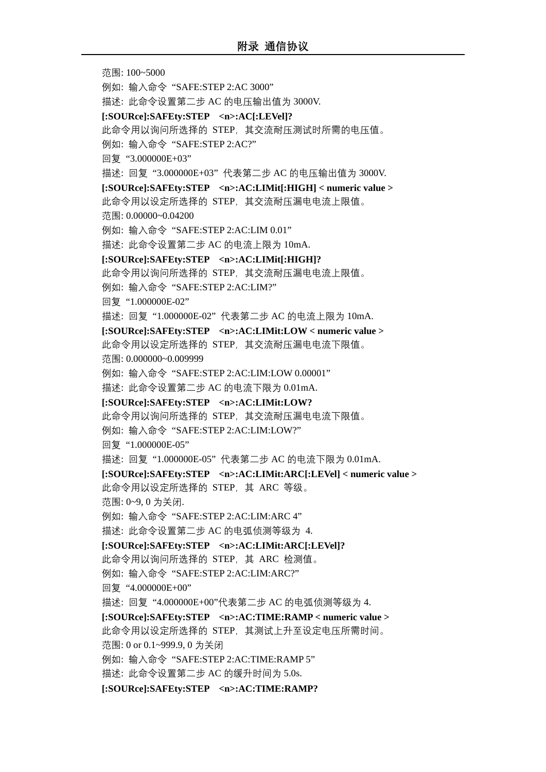范围: 100~5000

例如: 输入命令“SAFE:STEP 2:AC 3000”

描述: 此命令设置第二步 AC 的电压输出值为 3000V.

**[:SOURce]:SAFEty:STEP <n>:AC[:LEVel]?**

此命令用以询问所选择的 STEP，其交流耐压测试时所需的电压值。

例如: 输入命令“SAFE:STEP 2:AC?”

回复“3.000000E+03”

描述: 回复“3.000000E+03”代表第二步 AC 的电压输出值为 3000V.

**[:SOURce]:SAFEty:STEP <n>:AC:LIMit[:HIGH] < numeric value >**

此命令用以设定所选择的 STEP，其交流耐压漏电电流上限值。

范围: 0.00000~0.04200

例如: 输入命令“SAFE:STEP 2:AC:LIM 0.01”

描述: 此命令设置第二步 AC 的电流上限为 10mA.

**[:SOURce]:SAFEty:STEP <n>:AC:LIMit[:HIGH]?**

此命令用以询问所选择的 STEP，其交流耐压漏电电流上限值。

例如: 输入命令“SAFE:STEP 2:AC:LIM?”

回复“1.000000E-02”

描述: 回复“1.000000E-02”代表第二步 AC 的电流上限为 10mA.

**[:SOURce]:SAFEty:STEP <n>:AC:LIMit:LOW < numeric value >**

此命令用以设定所选择的 STEP，其交流耐压漏电电流下限值。

范围: 0.000000~0.009999

例如: 输入命令“SAFE:STEP 2:AC:LIM:LOW 0.00001”

描述: 此命令设置第二步 AC 的电流下限为 0.01mA.

**[:SOURce]:SAFEty:STEP <n>:AC:LIMit:LOW?**

此命令用以询问所选择的 STEP，其交流耐压漏电电流下限值。

例如: 输入命令“SAFE:STEP 2:AC:LIM:LOW?”

回复“1.000000E-05”

描述: 回复“1.000000E-05”代表第二步 AC 的电流下限为 0.01mA.

**[:SOURce]:SAFEty:STEP <n>:AC:LIMit:ARC[:LEVel] < numeric value >**

此命令用以设定所选择的 STEP，其 ARC 等级。

范围: 0~9, 0 为关闭.

例如: 输入命令“SAFE:STEP 2:AC:LIM:ARC 4”

描述: 此命令设置第二步 AC 的电弧侦测等级为 4.

**[:SOURce]:SAFEty:STEP <n>:AC:LIMit:ARC[:LEVel]?**

此命令用以询问所选择的 STEP，其 ARC 检测值。

例如: 输入命令“SAFE:STEP 2:AC:LIM:ARC?”

回复“4.000000E+00”

描述: 回复“4.000000E+00”代表第二步 AC 的电弧侦测等级为 4.

**[:SOURce]:SAFEty:STEP <n>:AC:TIME:RAMP < numeric value >**

此命令用以设定所选择的 STEP，其测试上升至设定电压所需时间。

范围: 0 or 0.1~999.9, 0 为关闭

例如: 输入命令“SAFE:STEP 2:AC:TIME:RAMP 5”

描述: 此命令设置第二步 AC 的缓升时间为 5.0s.

**[:SOURce]:SAFEty:STEP <n>:AC:TIME:RAMP?**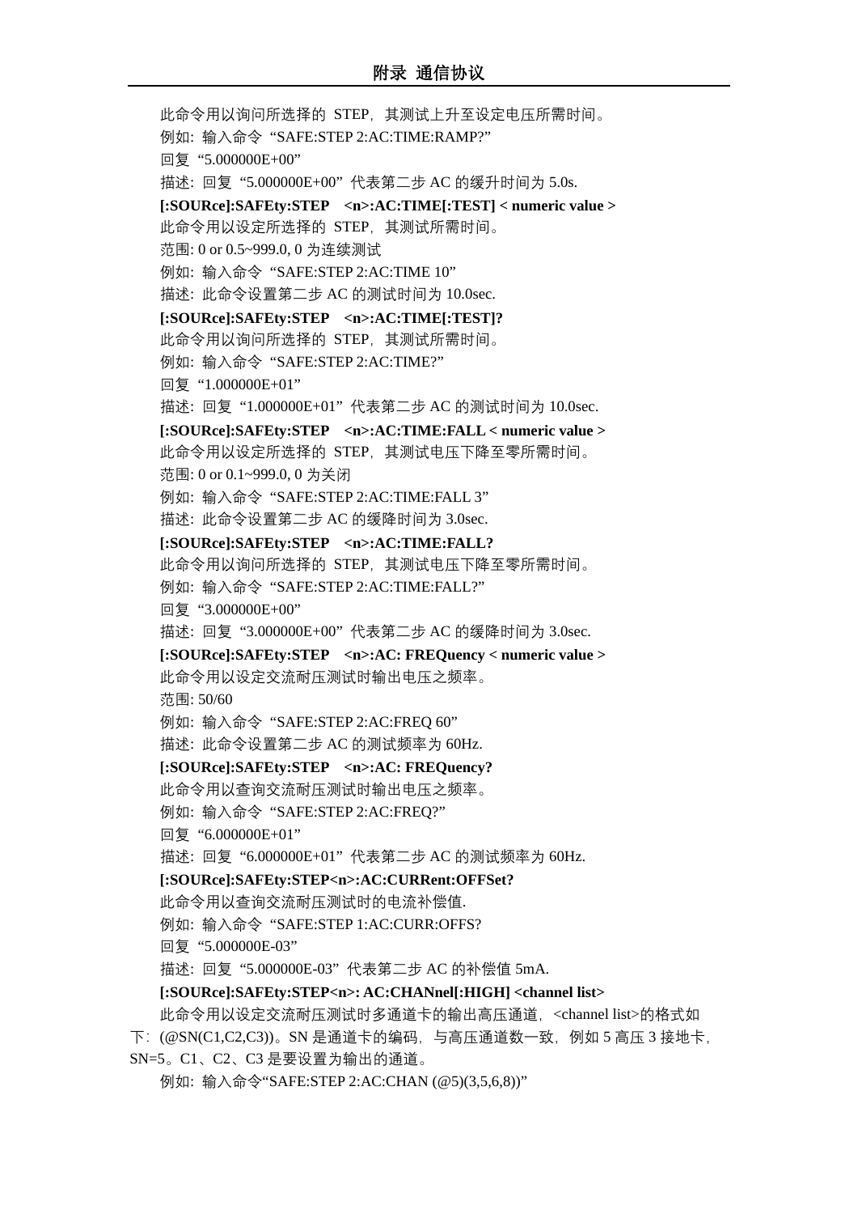此命令用以询问所选择的 STEP，其测试上升至设定电压所需时间。

例如：输入命令 "SAFE:STEP 2:AC:TIME:RAMP?"

回复 "5.000000E+00"

描述：回复 "5.000000E+00" 代表第二步 AC 的缓升时间为 5.0s.

**[:SOURce]:SAFEty:STEP <n>:AC:TIME[:TEST] < numeric value >**

此命令用以设定所选择的 STEP，其测试所需时间。

范围: 0 or 0.5~999.0, 0 为连续测试

例如：输入命令 "SAFE:STEP 2:AC:TIME 10"

描述：此命令设置第二步 AC 的测试时间为 10.0sec.

**[:SOURce]:SAFEty:STEP <n>:AC:TIME[:TEST]?**

此命令用以询问所选择的 STEP，其测试所需时间。

例如：输入命令 "SAFE:STEP 2:AC:TIME?"

回复 "1.000000E+01"

描述：回复 "1.000000E+01" 代表第二步 AC 的测试时间为 10.0sec.

**[:SOURce]:SAFEty:STEP <n>:AC:TIME:FALL < numeric value >**

此命令用以设定所选择的 STEP，其测试电压下降至零所需时间。

范围: 0 or 0.1~999.0, 0 为关闭

例如：输入命令 "SAFE:STEP 2:AC:TIME:FALL 3"

描述：此命令设置第二步 AC 的缓降时间为 3.0sec.

**[:SOURce]:SAFEty:STEP <n>:AC:TIME:FALL?**

此命令用以询问所选择的 STEP，其测试电压下降至零所需时间。

例如：输入命令 "SAFE:STEP 2:AC:TIME:FALL?"

回复 "3.000000E+00"

描述：回复 "3.000000E+00" 代表第二步 AC 的缓降时间为 3.0sec.

**[:SOURce]:SAFEty:STEP <n>:AC: FREQuency < numeric value >**

此命令用以设定交流耐压测试时输出电压之频率。

范围: 50/60

例如：输入命令 "SAFE:STEP 2:AC:FREQ 60"

描述：此命令设置第二步 AC 的测试频率为 60Hz.

**[:SOURce]:SAFEty:STEP <n>:AC: FREQuency?**

此命令用以查询交流耐压测试时输出电压之频率。

例如：输入命令 "SAFE:STEP 2:AC:FREQ?"

回复 "6.000000E+01"

描述：回复 "6.000000E+01" 代表第二步 AC 的测试频率为 60Hz.

**[:SOURce]:SAFEty:STEP<n>:AC:CURRent:OFFSet?**

此命令用以查询交流耐压测试时的电流补偿值.

例如：输入命令 "SAFE:STEP 1:AC:CURR:OFFS?

回复 "5.000000E-03"

描述：回复 "5.000000E-03" 代表第二步 AC 的补偿值 5mA.

**[:SOURce]:SAFEty:STEP<n>: AC:CHANnel[:HIGH] <channel list>**

此命令用以设定交流耐压测试时多通道卡的输出高压通道，<channel list>的格式如下：(@SN(C1,C2,C3))。SN 是通道卡的编码，与高压通道数一致，例如 5 高压 3 接地卡，SN=5。C1、C2、C3 是要设置为输出的通道。

例如：输入命令"SAFE:STEP 2:AC:CHAN (@5)(3,5,6,8))"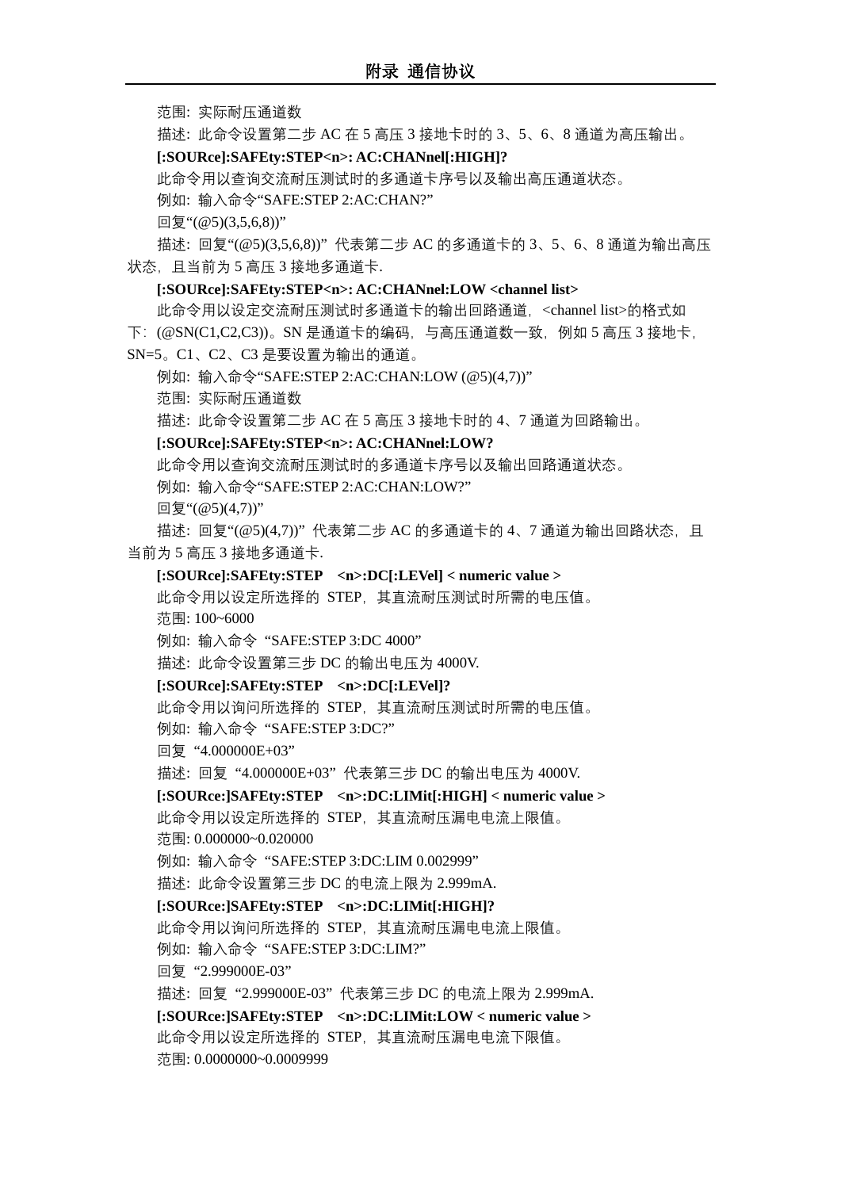范围: 实际耐压通道数

描述: 此命令设置第二步 AC 在 5 高压 3 接地卡时的 3、5、6、8 通道为高压输出。

**[:SOURce]:SAFEty:STEP<n>: AC:CHANnel[:HIGH]?**

此命令用以查询交流耐压测试时的多通道卡序号以及输出高压通道状态。

例如: 输入命令“SAFE:STEP 2:AC:CHAN?”

回复“(@5)(3,5,6,8))”

描述: 回复“(@5)(3,5,6,8))” 代表第二步 AC 的多通道卡的 3、5、6、8 通道为输出高压状态，且当前为 5 高压 3 接地多通道卡.

**[:SOURce]:SAFEty:STEP<n>: AC:CHANnel:LOW <channel list>**

此命令用以设定交流耐压测试时多通道卡的输出回路通道，<channel list>的格式如下：(@SN(C1,C2,C3))。SN 是通道卡的编码，与高压通道数一致，例如 5 高压 3 接地卡，SN=5。C1、C2、C3 是要设置为输出的通道。

例如: 输入命令“SAFE:STEP 2:AC:CHAN:LOW (@5)(4,7))”

范围: 实际耐压通道数

描述: 此命令设置第二步 AC 在 5 高压 3 接地卡时的 4、7 通道为回路输出。

**[:SOURce]:SAFEty:STEP<n>: AC:CHANnel:LOW?**

此命令用以查询交流耐压测试时的多通道卡序号以及输出回路通道状态。

例如: 输入命令“SAFE:STEP 2:AC:CHAN:LOW?”

回复“(@5)(4,7))”

描述: 回复“(@5)(4,7))” 代表第二步 AC 的多通道卡的 4、7 通道为输出回路状态，且当前为 5 高压 3 接地多通道卡.

**[:SOURce]:SAFEty:STEP <n>:DC[:LEVel] < numeric value >**

此命令用以设定所选择的 STEP，其直流耐压测试时所需的电压值。

范围: 100~6000

例如: 输入命令 “SAFE:STEP 3:DC 4000”

描述: 此命令设置第三步 DC 的输出电压为 4000V.

**[:SOURce]:SAFEty:STEP <n>:DC[:LEVel]?**

此命令用以询问所选择的 STEP，其直流耐压测试时所需的电压值。

例如: 输入命令 “SAFE:STEP 3:DC?”

回复 “4.000000E+03”

描述: 回复 “4.000000E+03” 代表第三步 DC 的输出电压为 4000V.

**[:SOURce:]SAFEty:STEP <n>:DC:LIMit[:HIGH] < numeric value >**

此命令用以设定所选择的 STEP，其直流耐压漏电电流上限值。

范围: 0.000000~0.020000

例如: 输入命令 “SAFE:STEP 3:DC:LIM 0.002999”

描述: 此命令设置第三步 DC 的电流上限为 2.999mA.

**[:SOURce:]SAFEty:STEP <n>:DC:LIMit[:HIGH]?**

此命令用以询问所选择的 STEP，其直流耐压漏电电流上限值。

例如: 输入命令 “SAFE:STEP 3:DC:LIM?”

回复 “2.999000E-03”

描述: 回复 “2.999000E-03” 代表第三步 DC 的电流上限为 2.999mA.

**[:SOURce:]SAFEty:STEP <n>:DC:LIMit:LOW < numeric value >**

此命令用以设定所选择的 STEP，其直流耐压漏电电流下限值。

范围: 0.0000000~0.0009999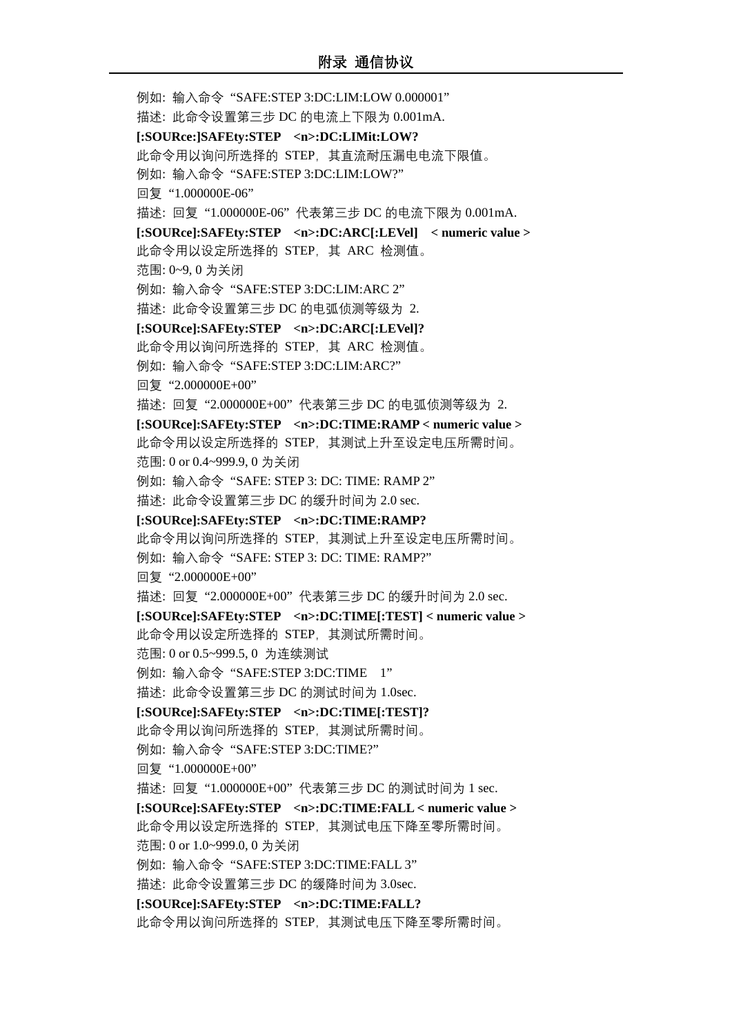例如: 输入命令 “SAFE:STEP 3:DC:LIM:LOW 0.000001”

描述: 此命令设置第三步 DC 的电流上下限为 0.001mA.

**[:SOURce:]SAFEty:STEP <n>:DC:LIMit:LOW?**

此命令用以询问所选择的 STEP，其直流耐压漏电电流下限值。

例如: 输入命令 “SAFE:STEP 3:DC:LIM:LOW?”

回复 “1.000000E-06”

描述: 回复 “1.000000E-06” 代表第三步 DC 的电流下限为 0.001mA.

**[:SOURce]:SAFEty:STEP <n>:DC:ARC[:LEVel] < numeric value >**

此命令用以设定所选择的 STEP，其 ARC 检测值。

范围: 0~9, 0 为关闭

例如: 输入命令 “SAFE:STEP 3:DC:LIM:ARC 2”

描述: 此命令设置第三步 DC 的电弧侦测等级为 2.

**[:SOURce]:SAFEty:STEP <n>:DC:ARC[:LEVel]?**

此命令用以询问所选择的 STEP，其 ARC 检测值。

例如: 输入命令 “SAFE:STEP 3:DC:LIM:ARC?”

回复 “2.000000E+00”

描述: 回复 “2.000000E+00” 代表第三步 DC 的电弧侦测等级为 2.

**[:SOURce]:SAFEty:STEP <n>:DC:TIME:RAMP < numeric value >**

此命令用以设定所选择的 STEP，其测试上升至设定电压所需时间。

范围: 0 or 0.4~999.9, 0 为关闭

例如: 输入命令 “SAFE: STEP 3: DC: TIME: RAMP 2”

描述: 此命令设置第三步 DC 的缓升时间为 2.0 sec.

**[:SOURce]:SAFEty:STEP <n>:DC:TIME:RAMP?**

此命令用以询问所选择的 STEP，其测试上升至设定电压所需时间。

例如: 输入命令 “SAFE: STEP 3: DC: TIME: RAMP?”

回复 “2.000000E+00”

描述: 回复 “2.000000E+00” 代表第三步 DC 的缓升时间为 2.0 sec.

**[:SOURce]:SAFEty:STEP <n>:DC:TIME[:TEST] < numeric value >**

此命令用以设定所选择的 STEP，其测试所需时间。

范围: 0 or 0.5~999.5, 0 为连续测试

例如: 输入命令 “SAFE:STEP 3:DC:TIME 1”

描述: 此命令设置第三步 DC 的测试时间为 1.0sec.

**[:SOURce]:SAFEty:STEP <n>:DC:TIME[:TEST]?**

此命令用以询问所选择的 STEP，其测试所需时间。

例如: 输入命令 “SAFE:STEP 3:DC:TIME?”

回复 “1.000000E+00”

描述: 回复 “1.000000E+00” 代表第三步 DC 的测试时间为 1 sec.

**[:SOURce]:SAFEty:STEP <n>:DC:TIME:FALL < numeric value >**

此命令用以设定所选择的 STEP，其测试电压下降至零所需时间。

范围: 0 or 1.0~999.0, 0 为关闭

例如: 输入命令 “SAFE:STEP 3:DC:TIME:FALL 3”

描述: 此命令设置第三步 DC 的缓降时间为 3.0sec.

**[:SOURce]:SAFEty:STEP <n>:DC:TIME:FALL?**

此命令用以询问所选择的 STEP，其测试电压下降至零所需时间。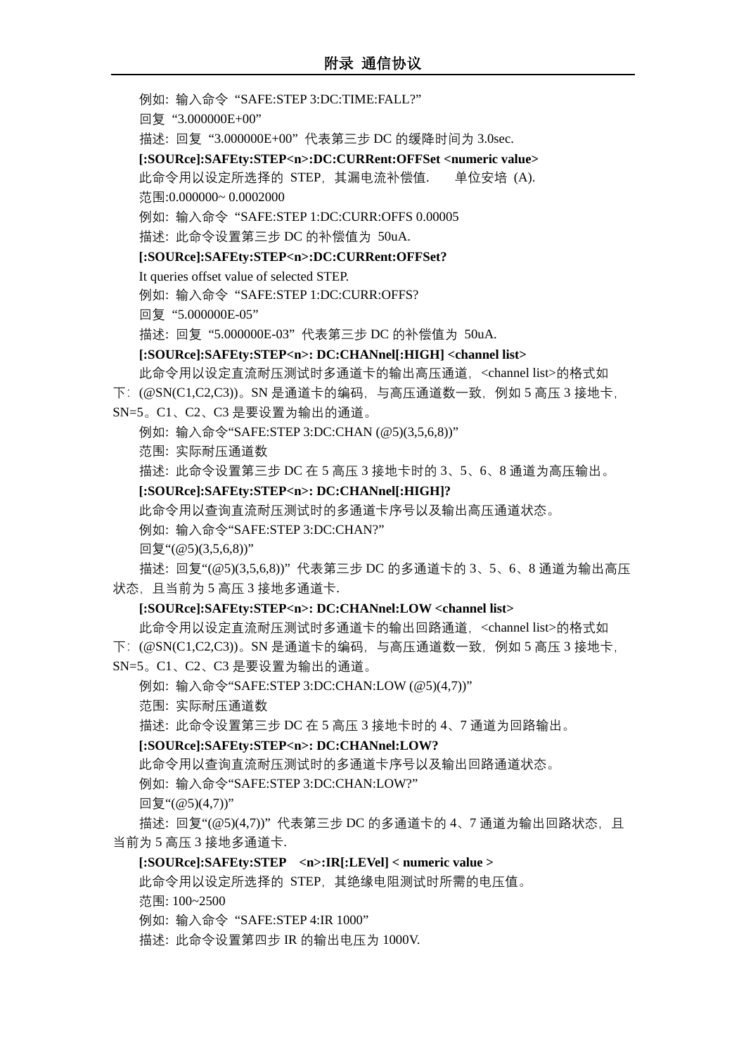例如：输入命令“SAFE:STEP 3:DC:TIME:FALL?”

回复“3.000000E+00”

描述：回复“3.000000E+00”代表第三步 DC 的缓降时间为 3.0sec.

**[:SOURce]:SAFEty:STEP<n>:DC:CURRent:OFFSet <numeric value>**

此命令用以设定所选择的 STEP，其漏电流补偿值.　　单位安培 (A).

范围:0.000000~ 0.0002000

例如：输入命令“SAFE:STEP 1:DC:CURR:OFFS 0.00005

描述：此命令设置第三步 DC 的补偿值为 50uA.

**[:SOURce]:SAFEty:STEP<n>:DC:CURRent:OFFSet?**

It queries offset value of selected STEP.

例如：输入命令“SAFE:STEP 1:DC:CURR:OFFS?

回复“5.000000E-05”

描述：回复“5.000000E-03”代表第三步 DC 的补偿值为 50uA.

**[:SOURce]:SAFEty:STEP<n>: DC:CHANnel[:HIGH] <channel list>**

此命令用以设定直流耐压测试时多通道卡的输出高压通道，<channel list>的格式如下：(@SN(C1,C2,C3))。SN 是通道卡的编码，与高压通道数一致，例如 5 高压 3 接地卡，SN=5。C1、C2、C3 是要设置为输出的通道。

例如：输入命令“SAFE:STEP 3:DC:CHAN (@5)(3,5,6,8))”

范围：实际耐压通道数

描述：此命令设置第三步 DC 在 5 高压 3 接地卡时的 3、5、6、8 通道为高压输出。

**[:SOURce]:SAFEty:STEP<n>: DC:CHANnel[:HIGH]?**

此命令用以查询直流耐压测试时的多通道卡序号以及输出高压通道状态。

例如：输入命令“SAFE:STEP 3:DC:CHAN?”

回复“(@5)(3,5,6,8))”

描述：回复“(@5)(3,5,6,8))”代表第三步 DC 的多通道卡的 3、5、6、8 通道为输出高压状态，且当前为 5 高压 3 接地多通道卡.

**[:SOURce]:SAFEty:STEP<n>: DC:CHANnel:LOW <channel list>**

此命令用以设定直流耐压测试时多通道卡的输出回路通道，<channel list>的格式如下：(@SN(C1,C2,C3))。SN 是通道卡的编码，与高压通道数一致，例如 5 高压 3 接地卡，SN=5。C1、C2、C3 是要设置为输出的通道。

例如：输入命令“SAFE:STEP 3:DC:CHAN:LOW (@5)(4,7))”

范围：实际耐压通道数

描述：此命令设置第三步 DC 在 5 高压 3 接地卡时的 4、7 通道为回路输出。

**[:SOURce]:SAFEty:STEP<n>: DC:CHANnel:LOW?**

此命令用以查询直流耐压测试时的多通道卡序号以及输出回路通道状态。

例如：输入命令“SAFE:STEP 3:DC:CHAN:LOW?”

回复“(@5)(4,7))”

描述：回复“(@5)(4,7))”代表第三步 DC 的多通道卡的 4、7 通道为输出回路状态，且当前为 5 高压 3 接地多通道卡.

**[:SOURce]:SAFEty:STEP　<n>:IR[:LEVel] < numeric value >**

此命令用以设定所选择的 STEP，其绝缘电阻测试时所需的电压值。

范围: 100~2500

例如：输入命令“SAFE:STEP 4:IR 1000”

描述：此命令设置第四步 IR 的输出电压为 1000V.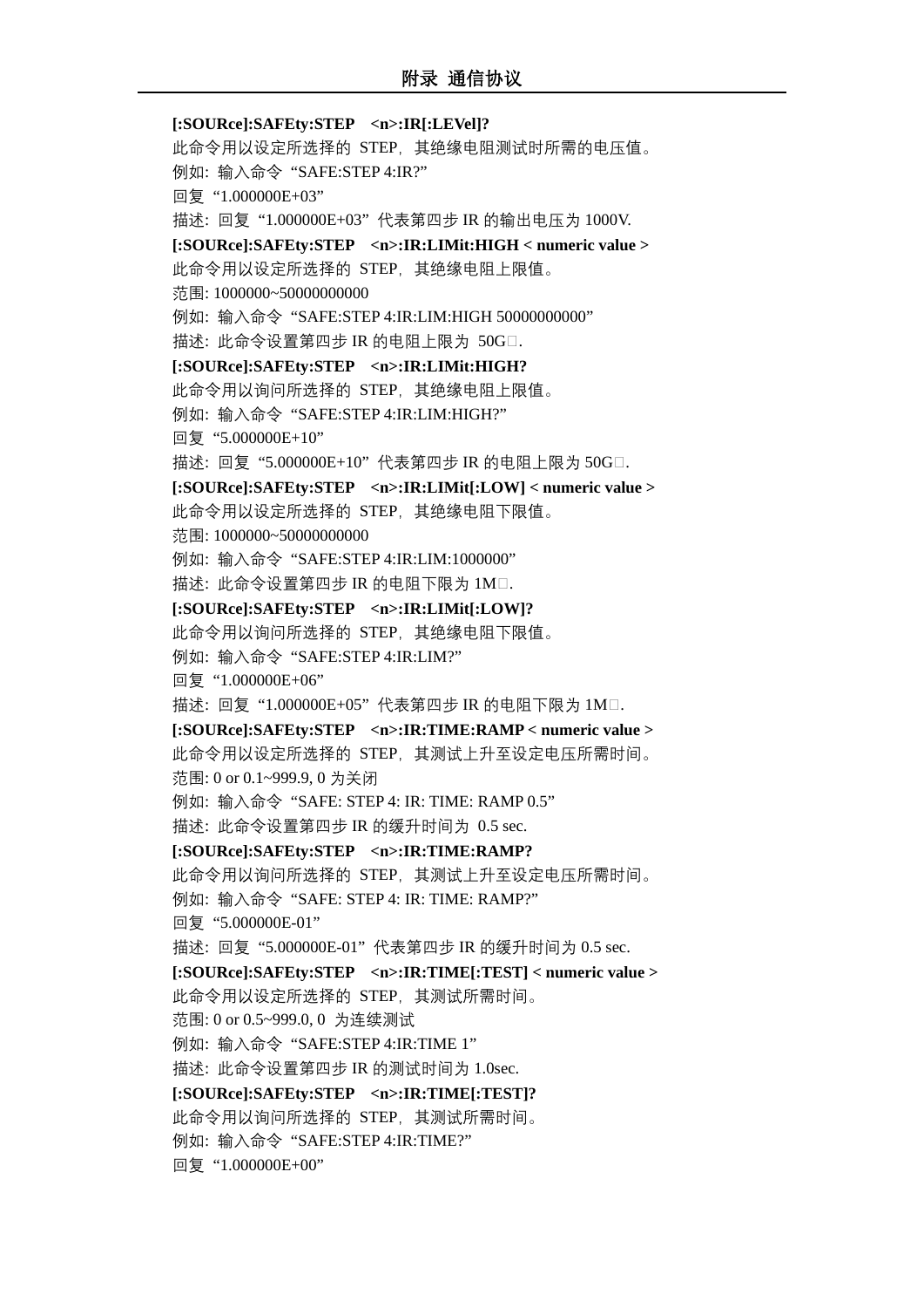**[:SOURce]:SAFEty:STEP <n>:IR[:LEVel]?**

此命令用以设定所选择的 STEP，其绝缘电阻测试时所需的电压值。

例如：输入命令“SAFE:STEP 4:IR?”

回复“1.000000E+03”

描述：回复“1.000000E+03”代表第四步 IR 的输出电压为 1000V.

**[:SOURce]:SAFEty:STEP <n>:IR:LIMit:HIGH < numeric value >**

此命令用以设定所选择的 STEP，其绝缘电阻上限值。

范围: 1000000~50000000000

例如：输入命令“SAFE:STEP 4:IR:LIM:HIGH 50000000000”

描述：此命令设置第四步 IR 的电阻上限为 50G□.

**[:SOURce]:SAFEty:STEP <n>:IR:LIMit:HIGH?**

此命令用以询问所选择的 STEP，其绝缘电阻上限值。

例如：输入命令“SAFE:STEP 4:IR:LIM:HIGH?”

回复“5.000000E+10”

描述：回复“5.000000E+10”代表第四步 IR 的电阻上限为 50G□.

**[:SOURce]:SAFEty:STEP <n>:IR:LIMit[:LOW] < numeric value >**

此命令用以设定所选择的 STEP，其绝缘电阻下限值。

范围: 1000000~50000000000

例如：输入命令“SAFE:STEP 4:IR:LIM:1000000”

描述：此命令设置第四步 IR 的电阻下限为 1M□.

**[:SOURce]:SAFEty:STEP <n>:IR:LIMit[:LOW]?**

此命令用以询问所选择的 STEP，其绝缘电阻下限值。

例如：输入命令“SAFE:STEP 4:IR:LIM?”

回复“1.000000E+06”

描述：回复“1.000000E+05”代表第四步 IR 的电阻下限为 1M□.

**[:SOURce]:SAFEty:STEP <n>:IR:TIME:RAMP < numeric value >**

此命令用以设定所选择的 STEP，其测试上升至设定电压所需时间。

范围: 0 or 0.1~999.9, 0 为关闭

例如：输入命令“SAFE: STEP 4: IR: TIME: RAMP 0.5”

描述：此命令设置第四步 IR 的缓升时间为 0.5 sec.

**[:SOURce]:SAFEty:STEP <n>:IR:TIME:RAMP?**

此命令用以询问所选择的 STEP，其测试上升至设定电压所需时间。

例如：输入命令“SAFE: STEP 4: IR: TIME: RAMP?”

回复“5.000000E-01”

描述：回复“5.000000E-01”代表第四步 IR 的缓升时间为 0.5 sec.

**[:SOURce]:SAFEty:STEP <n>:IR:TIME[:TEST] < numeric value >**

此命令用以设定所选择的 STEP，其测试所需时间。

范围: 0 or 0.5~999.0, 0 为连续测试

例如：输入命令“SAFE:STEP 4:IR:TIME 1”

描述：此命令设置第四步 IR 的测试时间为 1.0sec.

**[:SOURce]:SAFEty:STEP <n>:IR:TIME[:TEST]?**

此命令用以询问所选择的 STEP，其测试所需时间。

例如：输入命令“SAFE:STEP 4:IR:TIME?”

回复“1.000000E+00”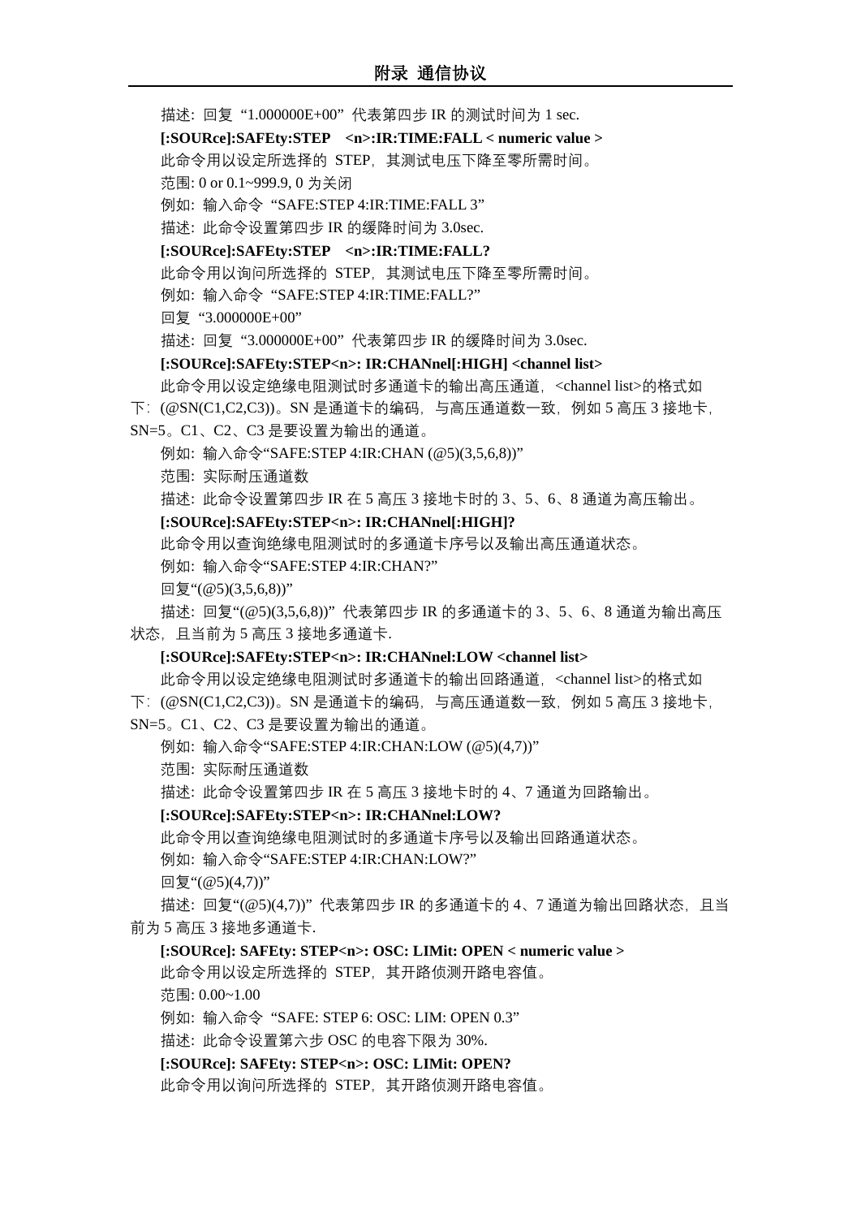描述: 回复 “1.000000E+00” 代表第四步 IR 的测试时间为 1 sec.

**[:SOURce]:SAFEty:STEP <n>:IR:TIME:FALL < numeric value >**

此命令用以设定所选择的 STEP，其测试电压下降至零所需时间。

范围: 0 or 0.1~999.9, 0 为关闭

例如: 输入命令 “SAFE:STEP 4:IR:TIME:FALL 3”

描述: 此命令设置第四步 IR 的缓降时间为 3.0sec.

**[:SOURce]:SAFEty:STEP <n>:IR:TIME:FALL?**

此命令用以询问所选择的 STEP，其测试电压下降至零所需时间。

例如: 输入命令 “SAFE:STEP 4:IR:TIME:FALL?”

回复 “3.000000E+00”

描述: 回复 “3.000000E+00” 代表第四步 IR 的缓降时间为 3.0sec.

**[:SOURce]:SAFEty:STEP<n>: IR:CHANnel[:HIGH] <channel list>**

此命令用以设定绝缘电阻测试时多通道卡的输出高压通道，<channel list>的格式如下：(@SN(C1,C2,C3))。SN 是通道卡的编码，与高压通道数一致，例如 5 高压 3 接地卡，SN=5。C1、C2、C3 是要设置为输出的通道。

例如: 输入命令“SAFE:STEP 4:IR:CHAN (@5)(3,5,6,8))”

范围: 实际耐压通道数

描述: 此命令设置第四步 IR 在 5 高压 3 接地卡时的 3、5、6、8 通道为高压输出。

**[:SOURce]:SAFEty:STEP<n>: IR:CHANnel[:HIGH]?**

此命令用以查询绝缘电阻测试时的多通道卡序号以及输出高压通道状态。

例如: 输入命令“SAFE:STEP 4:IR:CHAN?”

回复“(@5)(3,5,6,8))”

描述: 回复“(@5)(3,5,6,8))” 代表第四步 IR 的多通道卡的 3、5、6、8 通道为输出高压状态，且当前为 5 高压 3 接地多通道卡.

**[:SOURce]:SAFEty:STEP<n>: IR:CHANnel:LOW <channel list>**

此命令用以设定绝缘电阻测试时多通道卡的输出回路通道，<channel list>的格式如下：(@SN(C1,C2,C3))。SN 是通道卡的编码，与高压通道数一致，例如 5 高压 3 接地卡，SN=5。C1、C2、C3 是要设置为输出的通道。

例如: 输入命令“SAFE:STEP 4:IR:CHAN:LOW (@5)(4,7))”

范围: 实际耐压通道数

描述: 此命令设置第四步 IR 在 5 高压 3 接地卡时的 4、7 通道为回路输出。

**[:SOURce]:SAFEty:STEP<n>: IR:CHANnel:LOW?**

此命令用以查询绝缘电阻测试时的多通道卡序号以及输出回路通道状态。

例如: 输入命令“SAFE:STEP 4:IR:CHAN:LOW?”

回复“(@5)(4,7))”

描述: 回复“(@5)(4,7))” 代表第四步 IR 的多通道卡的 4、7 通道为输出回路状态，且当前为 5 高压 3 接地多通道卡.

**[:SOURce]: SAFEty: STEP<n>: OSC: LIMit: OPEN < numeric value >**

此命令用以设定所选择的 STEP，其开路侦测开路电容值。

范围: 0.00~1.00

例如: 输入命令 “SAFE: STEP 6: OSC: LIM: OPEN 0.3”

描述: 此命令设置第六步 OSC 的电容下限为 30%.

**[:SOURce]: SAFEty: STEP<n>: OSC: LIMit: OPEN?**

此命令用以询问所选择的 STEP，其开路侦测开路电容值。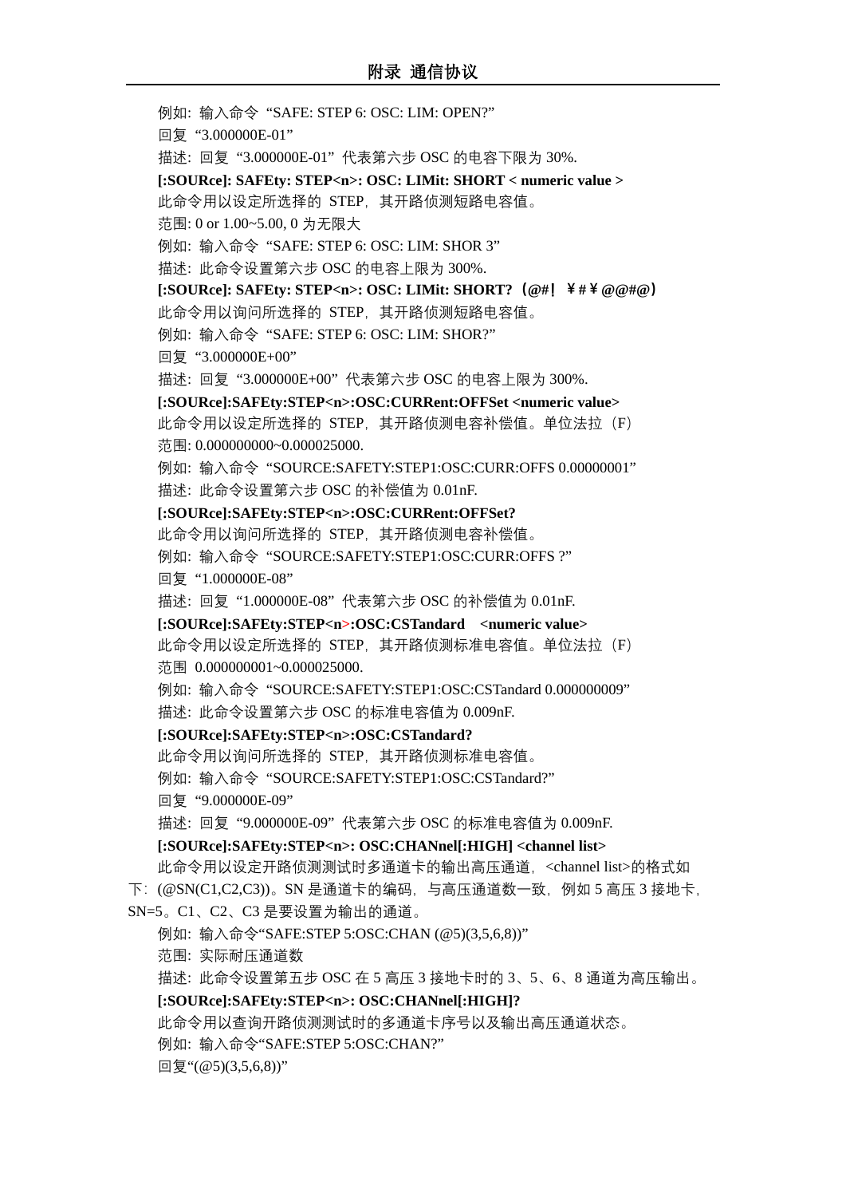例如: 输入命令 "SAFE: STEP 6: OSC: LIM: OPEN?"

回复 "3.000000E-01"

描述: 回复 "3.000000E-01" 代表第六步 OSC 的电容下限为 30%.

**[:SOURce]: SAFEty: STEP<n>: OSC: LIMit: SHORT < numeric value >**

此命令用以设定所选择的 STEP，其开路侦测短路电容值。

范围: 0 or 1.00~5.00, 0 为无限大

例如: 输入命令 "SAFE: STEP 6: OSC: LIM: SHOR 3"

描述: 此命令设置第六步 OSC 的电容上限为 300%.

**[:SOURce]: SAFEty: STEP<n>: OSC: LIMit: SHORT?（@#！￥#￥@@#@）**

此命令用以询问所选择的 STEP，其开路侦测短路电容值。

例如: 输入命令 "SAFE: STEP 6: OSC: LIM: SHOR?"

回复 "3.000000E+00"

描述: 回复 "3.000000E+00" 代表第六步 OSC 的电容上限为 300%.

**[:SOURce]:SAFEty:STEP<n>:OSC:CURRent:OFFSet <numeric value>**

此命令用以设定所选择的 STEP，其开路侦测电容补偿值。单位法拉（F）

范围: 0.000000000~0.000025000.

例如: 输入命令 "SOURCE:SAFETY:STEP1:OSC:CURR:OFFS 0.00000001"

描述: 此命令设置第六步 OSC 的补偿值为 0.01nF.

**[:SOURce]:SAFEty:STEP<n>:OSC:CURRent:OFFSet?**

此命令用以询问所选择的 STEP，其开路侦测电容补偿值。

例如: 输入命令 "SOURCE:SAFETY:STEP1:OSC:CURR:OFFS ?"

回复 "1.000000E-08"

描述: 回复 "1.000000E-08" 代表第六步 OSC 的补偿值为 0.01nF.

**[:SOURce]:SAFEty:STEP<n>:OSC:CSTandard <numeric value>**

此命令用以设定所选择的 STEP，其开路侦测标准电容值。单位法拉（F）

范围 0.000000001~0.000025000.

例如: 输入命令 "SOURCE:SAFETY:STEP1:OSC:CSTandard 0.000000009"

描述: 此命令设置第六步 OSC 的标准电容值为 0.009nF.

**[:SOURce]:SAFEty:STEP<n>:OSC:CSTandard?**

此命令用以询问所选择的 STEP，其开路侦测标准电容值。

例如: 输入命令 "SOURCE:SAFETY:STEP1:OSC:CSTandard?"

回复 "9.000000E-09"

描述: 回复 "9.000000E-09" 代表第六步 OSC 的标准电容值为 0.009nF.

**[:SOURce]:SAFEty:STEP<n>: OSC:CHANnel[:HIGH] <channel list>**

此命令用以设定开路侦测测试时多通道卡的输出高压通道，<channel list>的格式如下：(@SN(C1,C2,C3))。SN 是通道卡的编码，与高压通道数一致，例如 5 高压 3 接地卡，SN=5。C1、C2、C3 是要设置为输出的通道。

例如: 输入命令"SAFE:STEP 5:OSC:CHAN (@5)(3,5,6,8))"

范围: 实际耐压通道数

描述: 此命令设置第五步 OSC 在 5 高压 3 接地卡时的 3、5、6、8 通道为高压输出。

**[:SOURce]:SAFEty:STEP<n>: OSC:CHANnel[:HIGH]?**

此命令用以查询开路侦测测试时的多通道卡序号以及输出高压通道状态。

例如: 输入命令"SAFE:STEP 5:OSC:CHAN?"

回复"(@5)(3,5,6,8))"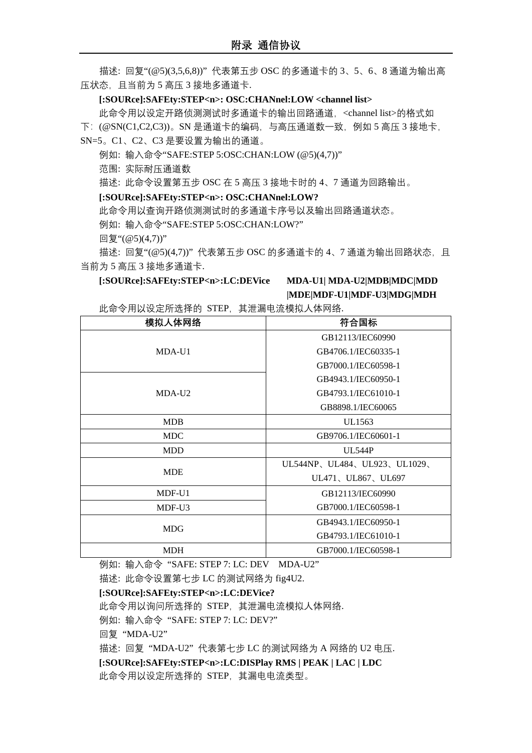描述：回复"(@5)(3,5,6,8))" 代表第五步 OSC 的多通道卡的 3、5、6、8 通道为输出高压状态，且当前为 5 高压 3 接地多通道卡.

**[:SOURce]:SAFEty:STEP<n>: OSC:CHANnel:LOW <channel list>**

此命令用以设定开路侦测测试时多通道卡的输出回路通道，<channel list>的格式如下：(@SN(C1,C2,C3))。SN 是通道卡的编码，与高压通道数一致，例如 5 高压 3 接地卡，SN=5。C1、C2、C3 是要设置为输出的通道。

例如：输入命令"SAFE:STEP 5:OSC:CHAN:LOW (@5)(4,7))"

范围：实际耐压通道数

描述：此命令设置第五步 OSC 在 5 高压 3 接地卡时的 4、7 通道为回路输出。

**[:SOURce]:SAFEty:STEP<n>: OSC:CHANnel:LOW?**

此命令用以查询开路侦测测试时的多通道卡序号以及输出回路通道状态。

例如：输入命令"SAFE:STEP 5:OSC:CHAN:LOW?"

回复"(@5)(4,7))"

描述：回复"(@5)(4,7))" 代表第五步 OSC 的多通道卡的 4、7 通道为输出回路状态，且当前为 5 高压 3 接地多通道卡.

**[:SOURce]:SAFEty:STEP<n>:LC:DEVice MDA-U1| MDA-U2|MDB|MDC|MDD |MDE|MDF-U1|MDF-U3|MDG|MDH**

此命令用以设定所选择的 STEP，其泄漏电流模拟人体网络.

| 模拟人体网络 | 符合国标 |
|---|---|
| MDA-U1 | GB12113/IEC60990<br>GB4706.1/IEC60335-1<br>GB7000.1/IEC60598-1<br>GB4943.1/IEC60950-1<br>GB4793.1/IEC61010-1<br>GB8898.1/IEC60065 |
| MDA-U2 | |
| MDB | UL1563 |
| MDC | GB9706.1/IEC60601-1 |
| MDD | UL544P |
| MDE | UL544NP、UL484、UL923、UL1029、UL471、UL867、UL697 |
| MDF-U1 | GB12113/IEC60990<br>GB7000.1/IEC60598-1 |
| MDF-U3 | |
| MDG | GB4943.1/IEC60950-1<br>GB4793.1/IEC61010-1 |
| MDH | GB7000.1/IEC60598-1 |

例如：输入命令 "SAFE: STEP 7: LC: DEV　MDA-U2"

描述：此命令设置第七步 LC 的测试网络为 fig4U2.

**[:SOURce]:SAFEty:STEP<n>:LC:DEVice?**

此命令用以询问所选择的 STEP，其泄漏电流模拟人体网络.

例如：输入命令 "SAFE: STEP 7: LC: DEV?"

回复 "MDA-U2"

描述：回复 "MDA-U2" 代表第七步 LC 的测试网络为 A 网络的 U2 电压.

**[:SOURce]:SAFEty:STEP<n>:LC:DISPlay RMS | PEAK | LAC | LDC**

此命令用以设定所选择的 STEP，其漏电电流类型。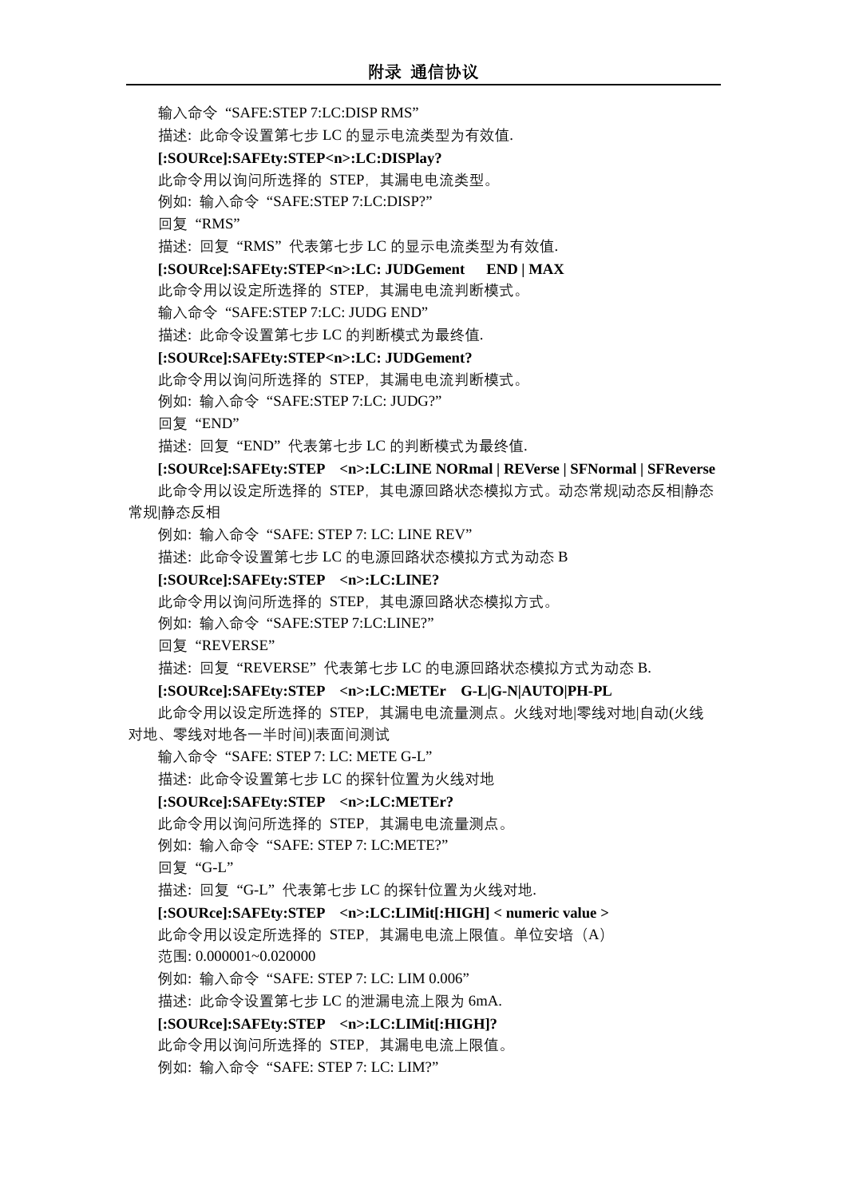输入命令“SAFE:STEP 7:LC:DISP RMS”

描述: 此命令设置第七步 LC 的显示电流类型为有效值.

**[:SOURce]:SAFEty:STEP<n>:LC:DISPlay?**

此命令用以询问所选择的 STEP，其漏电电流类型。

例如: 输入命令“SAFE:STEP 7:LC:DISP?”

回复“RMS”

描述: 回复“RMS”代表第七步 LC 的显示电流类型为有效值.

**[:SOURce]:SAFEty:STEP<n>:LC: JUDGement END | MAX**

此命令用以设定所选择的 STEP，其漏电电流判断模式。

输入命令“SAFE:STEP 7:LC: JUDG END”

描述: 此命令设置第七步 LC 的判断模式为最终值.

**[:SOURce]:SAFEty:STEP<n>:LC: JUDGement?**

此命令用以询问所选择的 STEP，其漏电电流判断模式。

例如: 输入命令“SAFE:STEP 7:LC: JUDG?”

回复“END”

描述: 回复“END”代表第七步 LC 的判断模式为最终值.

**[:SOURce]:SAFEty:STEP <n>:LC:LINE NORmal | REVerse | SFNormal | SFReverse**

此命令用以设定所选择的 STEP，其电源回路状态模拟方式。动态常规|动态反相|静态常规|静态反相

例如: 输入命令“SAFE: STEP 7: LC: LINE REV”

描述: 此命令设置第七步 LC 的电源回路状态模拟方式为动态 B

**[:SOURce]:SAFEty:STEP <n>:LC:LINE?**

此命令用以询问所选择的 STEP，其电源回路状态模拟方式。

例如: 输入命令“SAFE:STEP 7:LC:LINE?”

回复“REVERSE”

描述: 回复“REVERSE”代表第七步 LC 的电源回路状态模拟方式为动态 B.

**[:SOURce]:SAFEty:STEP <n>:LC:METEr G-L|G-N|AUTO|PH-PL**

此命令用以设定所选择的 STEP，其漏电电流量测点。火线对地|零线对地|自动(火线对地、零线对地各一半时间)|表面间测试

输入命令“SAFE: STEP 7: LC: METE G-L”

描述: 此命令设置第七步 LC 的探针位置为火线对地

**[:SOURce]:SAFEty:STEP <n>:LC:METEr?**

此命令用以询问所选择的 STEP，其漏电电流量测点。

例如: 输入命令“SAFE: STEP 7: LC:METE?”

回复“G-L”

描述: 回复“G-L”代表第七步 LC 的探针位置为火线对地.

**[:SOURce]:SAFEty:STEP <n>:LC:LIMit[:HIGH] < numeric value >**

此命令用以设定所选择的 STEP，其漏电电流上限值。单位安培（A）

范围: 0.000001~0.020000

例如: 输入命令“SAFE: STEP 7: LC: LIM 0.006”

描述: 此命令设置第七步 LC 的泄漏电流上限为 6mA.

**[:SOURce]:SAFEty:STEP <n>:LC:LIMit[:HIGH]?**

此命令用以询问所选择的 STEP，其漏电电流上限值。

例如: 输入命令“SAFE: STEP 7: LC: LIM?”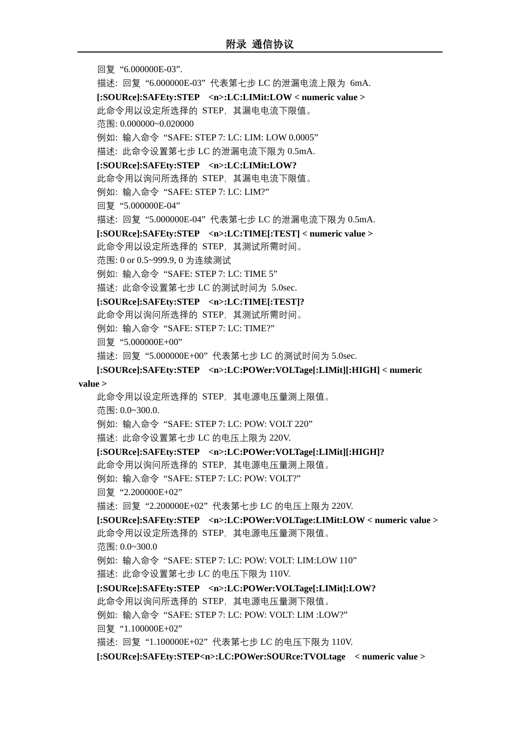回复“6.000000E-03”.

描述: 回复“6.000000E-03”代表第七步 LC 的泄漏电流上限为 6mA.

**[:SOURce]:SAFEty:STEP <n>:LC:LIMit:LOW < numeric value >**

此命令用以设定所选择的 STEP，其漏电电流下限值。

范围: 0.000000~0.020000

例如: 输入命令“SAFE: STEP 7: LC: LIM: LOW 0.0005”

描述: 此命令设置第七步 LC 的泄漏电流下限为 0.5mA.

**[:SOURce]:SAFEty:STEP <n>:LC:LIMit:LOW?**

此命令用以询问所选择的 STEP，其漏电电流下限值。

例如: 输入命令“SAFE: STEP 7: LC: LIM?”

回复“5.000000E-04”

描述: 回复“5.000000E-04”代表第七步 LC 的泄漏电流下限为 0.5mA.

**[:SOURce]:SAFEty:STEP <n>:LC:TIME[:TEST] < numeric value >**

此命令用以设定所选择的 STEP，其测试所需时间。

范围: 0 or 0.5~999.9, 0 为连续测试

例如: 输入命令“SAFE: STEP 7: LC: TIME 5”

描述: 此命令设置第七步 LC 的测试时间为 5.0sec.

**[:SOURce]:SAFEty:STEP <n>:LC:TIME[:TEST]?**

此命令用以询问所选择的 STEP，其测试所需时间。

例如: 输入命令“SAFE: STEP 7: LC: TIME?”

回复“5.000000E+00”

描述: 回复“5.000000E+00”代表第七步 LC 的测试时间为 5.0sec.

**[:SOURce]:SAFEty:STEP <n>:LC:POWer:VOLTage[:LIMit][:HIGH] < numeric value >**

此命令用以设定所选择的 STEP，其电源电压量测上限值。

范围: 0.0~300.0.

例如: 输入命令“SAFE: STEP 7: LC: POW: VOLT 220”

描述: 此命令设置第七步 LC 的电压上限为 220V.

**[:SOURce]:SAFEty:STEP <n>:LC:POWer:VOLTage[:LIMit][:HIGH]?**

此命令用以询问所选择的 STEP，其电源电压量测上限值。

例如: 输入命令“SAFE: STEP 7: LC: POW: VOLT?”

回复“2.200000E+02”

描述: 回复“2.200000E+02”代表第七步 LC 的电压上限为 220V.

**[:SOURce]:SAFEty:STEP <n>:LC:POWer:VOLTage:LIMit:LOW < numeric value >**

此命令用以设定所选择的 STEP，其电源电压量测下限值。

范围: 0.0~300.0

例如: 输入命令“SAFE: STEP 7: LC: POW: VOLT: LIM:LOW 110”

描述: 此命令设置第七步 LC 的电压下限为 110V.

**[:SOURce]:SAFEty:STEP <n>:LC:POWer:VOLTage[:LIMit]:LOW?**

此命令用以询问所选择的 STEP，其电源电压量测下限值。

例如: 输入命令“SAFE: STEP 7: LC: POW: VOLT: LIM :LOW?”

回复“1.100000E+02”

描述: 回复“1.100000E+02”代表第七步 LC 的电压下限为 110V.

**[:SOURce]:SAFEty:STEP<n>:LC:POWer:SOURce:TVOLtage < numeric value >**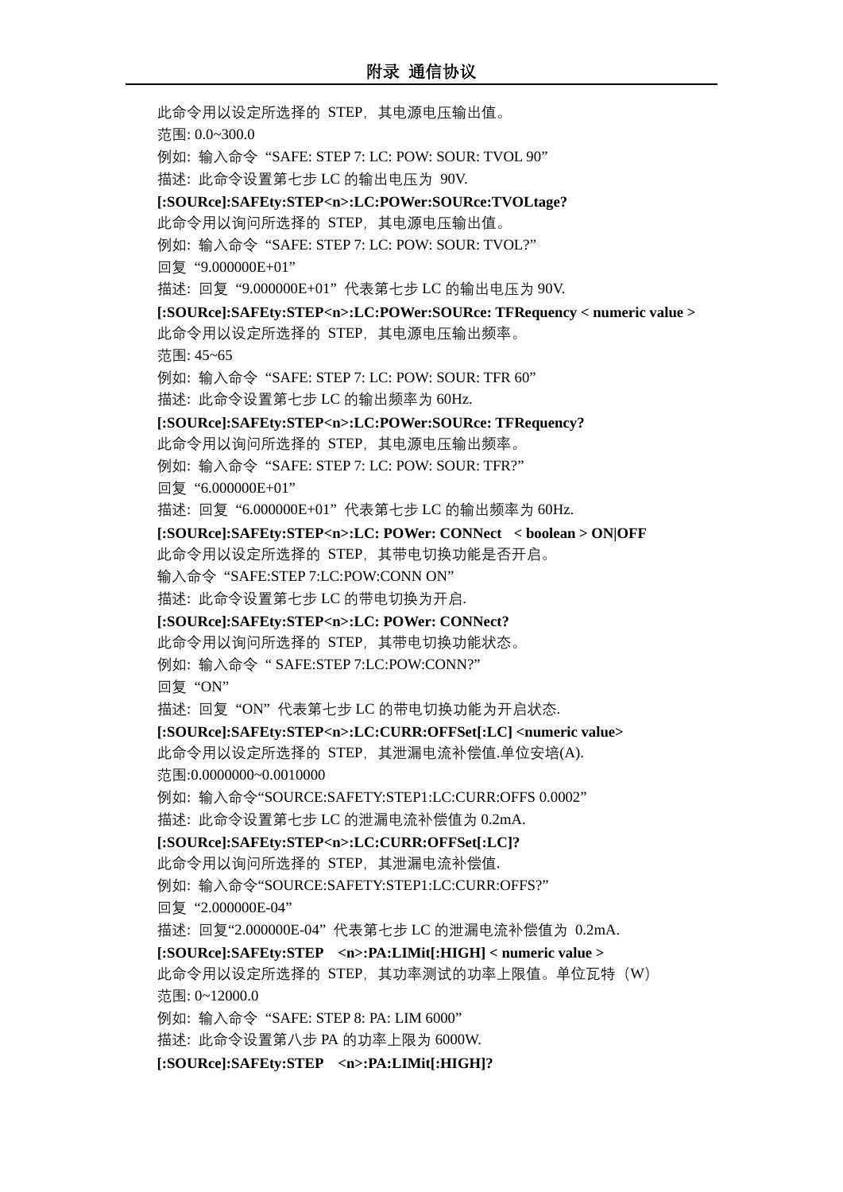此命令用以设定所选择的 STEP，其电源电压输出值。

范围: 0.0~300.0

例如: 输入命令 “SAFE: STEP 7: LC: POW: SOUR: TVOL 90”

描述: 此命令设置第七步 LC 的输出电压为 90V.

**[:SOURce]:SAFEty:STEP<n>:LC:POWer:SOURce:TVOLtage?**

此命令用以询问所选择的 STEP，其电源电压输出值。

例如: 输入命令 “SAFE: STEP 7: LC: POW: SOUR: TVOL?”

回复 “9.000000E+01”

描述: 回复 “9.000000E+01” 代表第七步 LC 的输出电压为 90V.

**[:SOURce]:SAFEty:STEP<n>:LC:POWer:SOURce: TFRequency < numeric value >**

此命令用以设定所选择的 STEP，其电源电压输出频率。

范围: 45~65

例如: 输入命令 “SAFE: STEP 7: LC: POW: SOUR: TFR 60”

描述: 此命令设置第七步 LC 的输出频率为 60Hz.

**[:SOURce]:SAFEty:STEP<n>:LC:POWer:SOURce: TFRequency?**

此命令用以询问所选择的 STEP，其电源电压输出频率。

例如: 输入命令 “SAFE: STEP 7: LC: POW: SOUR: TFR?”

回复 “6.000000E+01”

描述: 回复 “6.000000E+01” 代表第七步 LC 的输出频率为 60Hz.

**[:SOURce]:SAFEty:STEP<n>:LC: POWer: CONNect < boolean > ON|OFF**

此命令用以设定所选择的 STEP，其带电切换功能是否开启。

输入命令 “SAFE:STEP 7:LC:POW:CONN ON”

描述: 此命令设置第七步 LC 的带电切换为开启.

**[:SOURce]:SAFEty:STEP<n>:LC: POWer: CONNect?**

此命令用以询问所选择的 STEP，其带电切换功能状态。

例如: 输入命令 “ SAFE:STEP 7:LC:POW:CONN?”

回复 “ON”

描述: 回复 “ON” 代表第七步 LC 的带电切换功能为开启状态.

**[:SOURce]:SAFEty:STEP<n>:LC:CURR:OFFSet[:LC] <numeric value>**

此命令用以设定所选择的 STEP，其泄漏电流补偿值.单位安培(A).

范围:0.0000000~0.0010000

例如: 输入命令“SOURCE:SAFETY:STEP1:LC:CURR:OFFS 0.0002”

描述: 此命令设置第七步 LC 的泄漏电流补偿值为 0.2mA.

**[:SOURce]:SAFEty:STEP<n>:LC:CURR:OFFSet[:LC]?**

此命令用以询问所选择的 STEP，其泄漏电流补偿值.

例如: 输入命令“SOURCE:SAFETY:STEP1:LC:CURR:OFFS?”

回复 “2.000000E-04”

描述: 回复“2.000000E-04” 代表第七步 LC 的泄漏电流补偿值为 0.2mA.

**[:SOURce]:SAFEty:STEP <n>:PA:LIMit[:HIGH] < numeric value >**

此命令用以设定所选择的 STEP，其功率测试的功率上限值。单位瓦特（W）

范围: 0~12000.0

例如: 输入命令 “SAFE: STEP 8: PA: LIM 6000”

描述: 此命令设置第八步 PA 的功率上限为 6000W.

**[:SOURce]:SAFEty:STEP <n>:PA:LIMit[:HIGH]?**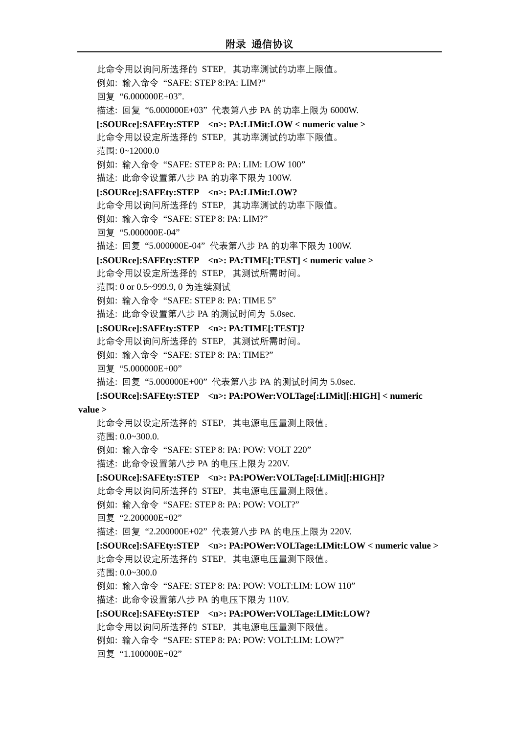此命令用以询问所选择的 STEP，其功率测试的功率上限值。

例如：输入命令 "SAFE: STEP 8:PA: LIM?"

回复 "6.000000E+03".

描述：回复 "6.000000E+03" 代表第八步 PA 的功率上限为 6000W.

**[:SOURce]:SAFEty:STEP <n>: PA:LIMit:LOW < numeric value >**

此命令用以设定所选择的 STEP，其功率测试的功率下限值。

范围: 0~12000.0

例如：输入命令 "SAFE: STEP 8: PA: LIM: LOW 100"

描述：此命令设置第八步 PA 的功率下限为 100W.

**[:SOURce]:SAFEty:STEP <n>: PA:LIMit:LOW?**

此命令用以询问所选择的 STEP，其功率测试的功率下限值。

例如：输入命令 "SAFE: STEP 8: PA: LIM?"

回复 "5.000000E-04"

描述：回复 "5.000000E-04" 代表第八步 PA 的功率下限为 100W.

**[:SOURce]:SAFEty:STEP <n>: PA:TIME[:TEST] < numeric value >**

此命令用以设定所选择的 STEP，其测试所需时间。

范围: 0 or 0.5~999.9, 0 为连续测试

例如：输入命令 "SAFE: STEP 8: PA: TIME 5"

描述：此命令设置第八步 PA 的测试时间为 5.0sec.

**[:SOURce]:SAFEty:STEP <n>: PA:TIME[:TEST]?**

此命令用以询问所选择的 STEP，其测试所需时间。

例如：输入命令 "SAFE: STEP 8: PA: TIME?"

回复 "5.000000E+00"

描述：回复 "5.000000E+00" 代表第八步 PA 的测试时间为 5.0sec.

**[:SOURce]:SAFEty:STEP <n>: PA:POWer:VOLTage[:LIMit][:HIGH] < numeric value >**

此命令用以设定所选择的 STEP，其电源电压量测上限值。

范围: 0.0~300.0.

例如：输入命令 "SAFE: STEP 8: PA: POW: VOLT 220"

描述：此命令设置第八步 PA 的电压上限为 220V.

**[:SOURce]:SAFEty:STEP <n>: PA:POWer:VOLTage[:LIMit][:HIGH]?**

此命令用以询问所选择的 STEP，其电源电压量测上限值。

例如：输入命令 "SAFE: STEP 8: PA: POW: VOLT?"

回复 "2.200000E+02"

描述：回复 "2.200000E+02" 代表第八步 PA 的电压上限为 220V.

**[:SOURce]:SAFEty:STEP <n>: PA:POWer:VOLTage:LIMit:LOW < numeric value >**

此命令用以设定所选择的 STEP，其电源电压量测下限值。

范围: 0.0~300.0

例如：输入命令 "SAFE: STEP 8: PA: POW: VOLT:LIM: LOW 110"

描述：此命令设置第八步 PA 的电压下限为 110V.

**[:SOURce]:SAFEty:STEP <n>: PA:POWer:VOLTage:LIMit:LOW?**

此命令用以询问所选择的 STEP，其电源电压量测下限值。

例如：输入命令 "SAFE: STEP 8: PA: POW: VOLT:LIM: LOW?"

回复 "1.100000E+02"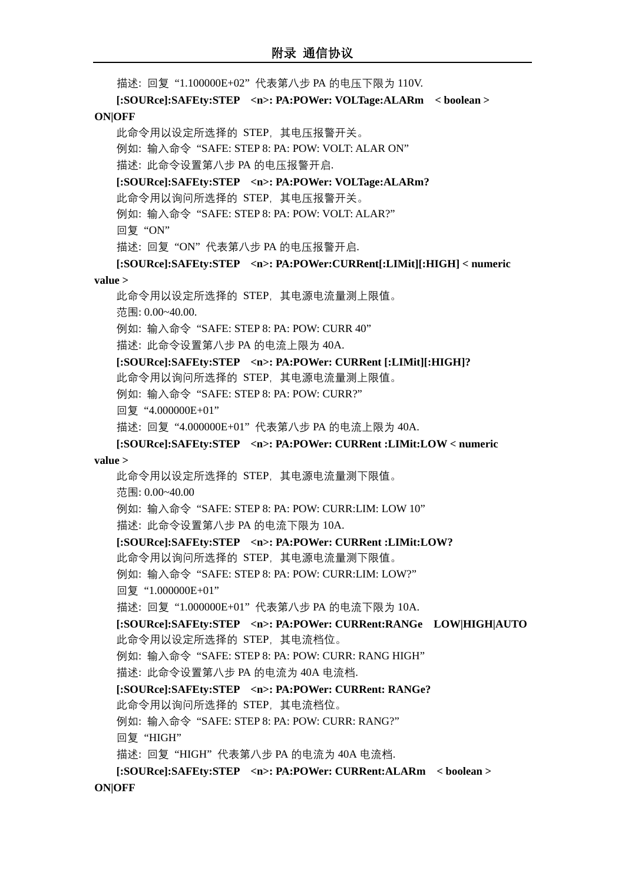描述: 回复 “1.100000E+02” 代表第八步 PA 的电压下限为 110V.

**[:SOURce]:SAFEty:STEP <n>: PA:POWer: VOLTage:ALARm < boolean > ON|OFF**

此命令用以设定所选择的 STEP，其电压报警开关。

例如: 输入命令 “SAFE: STEP 8: PA: POW: VOLT: ALAR ON”

描述: 此命令设置第八步 PA 的电压报警开启.

**[:SOURce]:SAFEty:STEP <n>: PA:POWer: VOLTage:ALARm?**

此命令用以询问所选择的 STEP，其电压报警开关。

例如: 输入命令 “SAFE: STEP 8: PA: POW: VOLT: ALAR?”

回复 “ON”

描述: 回复 “ON” 代表第八步 PA 的电压报警开启.

**[:SOURce]:SAFEty:STEP <n>: PA:POWer:CURRent[:LIMit][:HIGH] < numeric value >**

此命令用以设定所选择的 STEP，其电源电流量测上限值。

范围: 0.00~40.00.

例如: 输入命令 “SAFE: STEP 8: PA: POW: CURR 40”

描述: 此命令设置第八步 PA 的电流上限为 40A.

**[:SOURce]:SAFEty:STEP <n>: PA:POWer: CURRent [:LIMit][:HIGH]?**

此命令用以询问所选择的 STEP，其电源电流量测上限值。

例如: 输入命令 “SAFE: STEP 8: PA: POW: CURR?”

回复 “4.000000E+01”

描述: 回复 “4.000000E+01” 代表第八步 PA 的电流上限为 40A.

**[:SOURce]:SAFEty:STEP <n>: PA:POWer: CURRent :LIMit:LOW < numeric value >**

此命令用以设定所选择的 STEP，其电源电流量测下限值。

范围: 0.00~40.00

例如: 输入命令 “SAFE: STEP 8: PA: POW: CURR:LIM: LOW 10”

描述: 此命令设置第八步 PA 的电流下限为 10A.

**[:SOURce]:SAFEty:STEP <n>: PA:POWer: CURRent :LIMit:LOW?**

此命令用以询问所选择的 STEP，其电源电流量测下限值。

例如: 输入命令 “SAFE: STEP 8: PA: POW: CURR:LIM: LOW?”

回复 “1.000000E+01”

描述: 回复 “1.000000E+01” 代表第八步 PA 的电流下限为 10A.

**[:SOURce]:SAFEty:STEP <n>: PA:POWer: CURRent:RANGe LOW|HIGH|AUTO**

此命令用以设定所选择的 STEP，其电流档位。

例如: 输入命令 “SAFE: STEP 8: PA: POW: CURR: RANG HIGH”

描述: 此命令设置第八步 PA 的电流为 40A 电流档.

**[:SOURce]:SAFEty:STEP <n>: PA:POWer: CURRent: RANGe?**

此命令用以询问所选择的 STEP，其电流档位。

例如: 输入命令 “SAFE: STEP 8: PA: POW: CURR: RANG?”

回复 “HIGH”

描述: 回复 “HIGH” 代表第八步 PA 的电流为 40A 电流档.

**[:SOURce]:SAFEty:STEP <n>: PA:POWer: CURRent:ALARm < boolean > ON|OFF**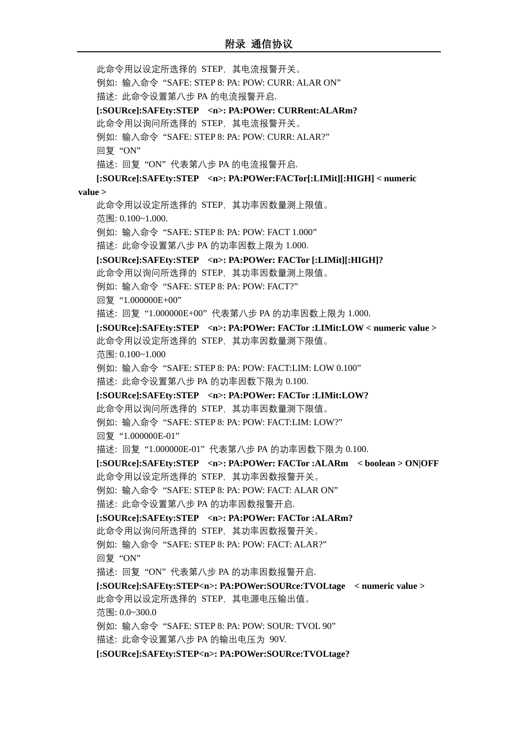此命令用以设定所选择的 STEP，其电流报警开关。

例如：输入命令“SAFE: STEP 8: PA: POW: CURR: ALAR ON”

描述：此命令设置第八步 PA 的电流报警开启.

**[:SOURce]:SAFEty:STEP <n>: PA:POWer: CURRent:ALARm?**

此命令用以询问所选择的 STEP，其电流报警开关。

例如：输入命令“SAFE: STEP 8: PA: POW: CURR: ALAR?”

回复“ON”

描述：回复“ON”代表第八步 PA 的电流报警开启.

**[:SOURce]:SAFEty:STEP <n>: PA:POWer:FACTor[:LIMit][:HIGH] < numeric value >**

此命令用以设定所选择的 STEP，其功率因数量测上限值。

范围: 0.100~1.000.

例如：输入命令“SAFE: STEP 8: PA: POW: FACT 1.000”

描述：此命令设置第八步 PA 的功率因数上限为 1.000.

**[:SOURce]:SAFEty:STEP <n>: PA:POWer: FACTor [:LIMit][:HIGH]?**

此命令用以询问所选择的 STEP，其功率因数量测上限值。

例如：输入命令“SAFE: STEP 8: PA: POW: FACT?”

回复“1.000000E+00”

描述：回复“1.000000E+00”代表第八步 PA 的功率因数上限为 1.000.

**[:SOURce]:SAFEty:STEP <n>: PA:POWer: FACTor :LIMit:LOW < numeric value >**

此命令用以设定所选择的 STEP，其功率因数量测下限值。

范围: 0.100~1.000

例如：输入命令“SAFE: STEP 8: PA: POW: FACT:LIM: LOW 0.100”

描述：此命令设置第八步 PA 的功率因数下限为 0.100.

**[:SOURce]:SAFEty:STEP <n>: PA:POWer: FACTor :LIMit:LOW?**

此命令用以询问所选择的 STEP，其功率因数量测下限值。

例如：输入命令“SAFE: STEP 8: PA: POW: FACT:LIM: LOW?”

回复“1.000000E-01”

描述：回复“1.000000E-01”代表第八步 PA 的功率因数下限为 0.100.

**[:SOURce]:SAFEty:STEP <n>: PA:POWer: FACTor :ALARm < boolean > ON|OFF**

此命令用以设定所选择的 STEP，其功率因数报警开关。

例如：输入命令“SAFE: STEP 8: PA: POW: FACT: ALAR ON”

描述：此命令设置第八步 PA 的功率因数报警开启.

**[:SOURce]:SAFEty:STEP <n>: PA:POWer: FACTor :ALARm?**

此命令用以询问所选择的 STEP，其功率因数报警开关。

例如：输入命令“SAFE: STEP 8: PA: POW: FACT: ALAR?”

回复“ON”

描述：回复“ON”代表第八步 PA 的功率因数报警开启.

**[:SOURce]:SAFEty:STEP<n>: PA:POWer:SOURce:TVOLtage < numeric value >**

此命令用以设定所选择的 STEP，其电源电压输出值。

范围: 0.0~300.0

例如：输入命令“SAFE: STEP 8: PA: POW: SOUR: TVOL 90”

描述：此命令设置第八步 PA 的输出电压为 90V.

**[:SOURce]:SAFEty:STEP<n>: PA:POWer:SOURce:TVOLtage?**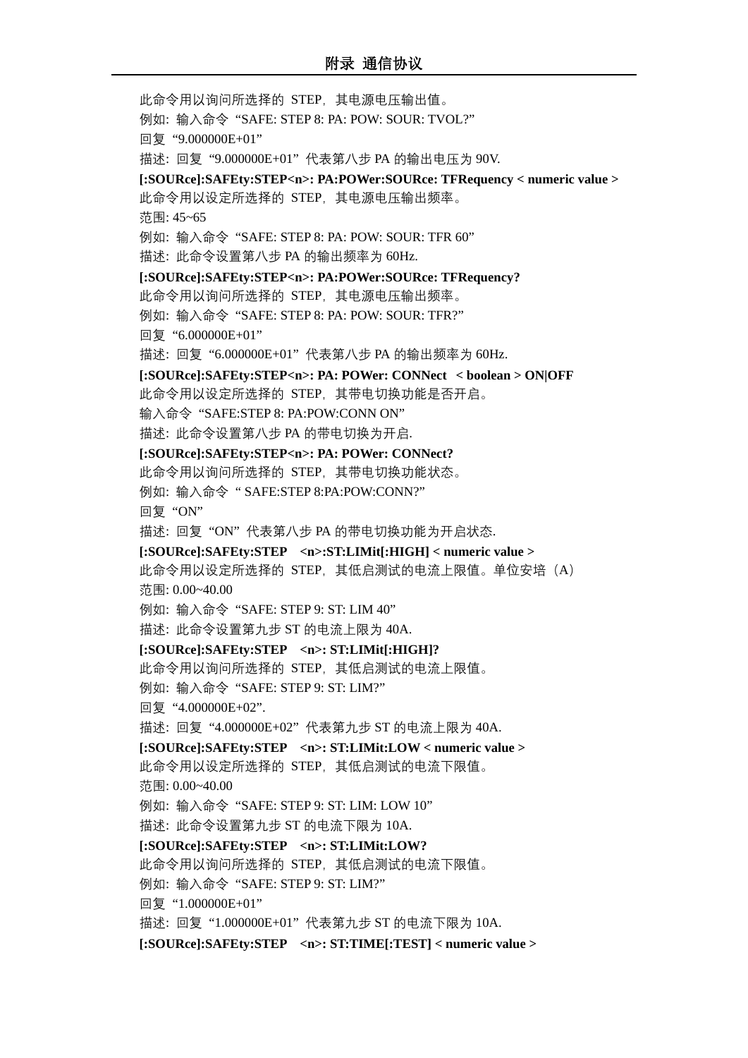此命令用以询问所选择的 STEP，其电源电压输出值。

例如：输入命令"SAFE: STEP 8: PA: POW: SOUR: TVOL?"

回复"9.000000E+01"

描述：回复"9.000000E+01"代表第八步 PA 的输出电压为 90V.

**[:SOURce]:SAFEty:STEP<n>: PA:POWer:SOURce: TFRequency < numeric value >**

此命令用以设定所选择的 STEP，其电源电压输出频率。

范围: 45~65

例如：输入命令"SAFE: STEP 8: PA: POW: SOUR: TFR 60"

描述：此命令设置第八步 PA 的输出频率为 60Hz.

**[:SOURce]:SAFEty:STEP<n>: PA:POWer:SOURce: TFRequency?**

此命令用以询问所选择的 STEP，其电源电压输出频率。

例如：输入命令"SAFE: STEP 8: PA: POW: SOUR: TFR?"

回复"6.000000E+01"

描述：回复"6.000000E+01"代表第八步 PA 的输出频率为 60Hz.

**[:SOURce]:SAFEty:STEP<n>: PA: POWer: CONNect < boolean > ON|OFF**

此命令用以设定所选择的 STEP，其带电切换功能是否开启。

输入命令"SAFE:STEP 8: PA:POW:CONN ON"

描述：此命令设置第八步 PA 的带电切换为开启.

**[:SOURce]:SAFEty:STEP<n>: PA: POWer: CONNect?**

此命令用以询问所选择的 STEP，其带电切换功能状态。

例如：输入命令" SAFE:STEP 8:PA:POW:CONN?"

回复"ON"

描述：回复"ON"代表第八步 PA 的带电切换功能为开启状态.

**[:SOURce]:SAFEty:STEP <n>:ST:LIMit[:HIGH] < numeric value >**

此命令用以设定所选择的 STEP，其低启测试的电流上限值。单位安培（A）

范围: 0.00~40.00

例如：输入命令"SAFE: STEP 9: ST: LIM 40"

描述：此命令设置第九步 ST 的电流上限为 40A.

**[:SOURce]:SAFEty:STEP <n>: ST:LIMit[:HIGH]?**

此命令用以询问所选择的 STEP，其低启测试的电流上限值。

例如：输入命令"SAFE: STEP 9: ST: LIM?"

回复"4.000000E+02".

描述：回复"4.000000E+02"代表第九步 ST 的电流上限为 40A.

**[:SOURce]:SAFEty:STEP <n>: ST:LIMit:LOW < numeric value >**

此命令用以设定所选择的 STEP，其低启测试的电流下限值。

范围: 0.00~40.00

例如：输入命令"SAFE: STEP 9: ST: LIM: LOW 10"

描述：此命令设置第九步 ST 的电流下限为 10A.

**[:SOURce]:SAFEty:STEP <n>: ST:LIMit:LOW?**

此命令用以询问所选择的 STEP，其低启测试的电流下限值。

例如：输入命令"SAFE: STEP 9: ST: LIM?"

回复"1.000000E+01"

描述：回复"1.000000E+01"代表第九步 ST 的电流下限为 10A.

**[:SOURce]:SAFEty:STEP <n>: ST:TIME[:TEST] < numeric value >**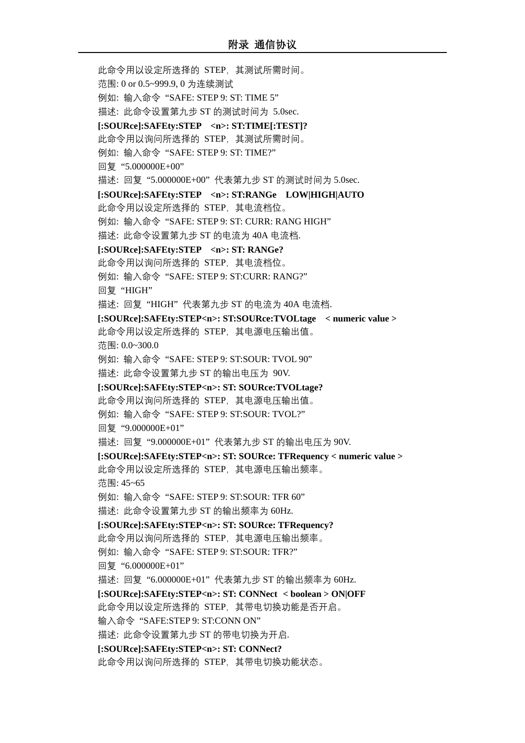此命令用以设定所选择的 STEP，其测试所需时间。

范围: 0 or 0.5~999.9, 0 为连续测试

例如: 输入命令 “SAFE: STEP 9: ST: TIME 5”

描述: 此命令设置第九步 ST 的测试时间为 5.0sec.

**[:SOURce]:SAFEty:STEP <n>: ST:TIME[:TEST]?**

此命令用以询问所选择的 STEP，其测试所需时间。

例如: 输入命令 “SAFE: STEP 9: ST: TIME?”

回复 “5.000000E+00”

描述: 回复 “5.000000E+00” 代表第九步 ST 的测试时间为 5.0sec.

**[:SOURce]:SAFEty:STEP <n>: ST:RANGe LOW|HIGH|AUTO**

此命令用以设定所选择的 STEP，其电流档位。

例如: 输入命令 “SAFE: STEP 9: ST: CURR: RANG HIGH”

描述: 此命令设置第九步 ST 的电流为 40A 电流档.

**[:SOURce]:SAFEty:STEP <n>: ST: RANGe?**

此命令用以询问所选择的 STEP，其电流档位。

例如: 输入命令 “SAFE: STEP 9: ST:CURR: RANG?”

回复 “HIGH”

描述: 回复 “HIGH” 代表第九步 ST 的电流为 40A 电流档.

**[:SOURce]:SAFEty:STEP<n>: ST:SOURce:TVOLtage < numeric value >**

此命令用以设定所选择的 STEP，其电源电压输出值。

范围: 0.0~300.0

例如: 输入命令 “SAFE: STEP 9: ST:SOUR: TVOL 90”

描述: 此命令设置第九步 ST 的输出电压为 90V.

**[:SOURce]:SAFEty:STEP<n>: ST: SOURce:TVOLtage?**

此命令用以询问所选择的 STEP，其电源电压输出值。

例如: 输入命令 “SAFE: STEP 9: ST:SOUR: TVOL?”

回复 “9.000000E+01”

描述: 回复 “9.000000E+01” 代表第九步 ST 的输出电压为 90V.

**[:SOURce]:SAFEty:STEP<n>: ST: SOURce: TFRequency < numeric value >**

此命令用以设定所选择的 STEP，其电源电压输出频率。

范围: 45~65

例如: 输入命令 “SAFE: STEP 9: ST:SOUR: TFR 60”

描述: 此命令设置第九步 ST 的输出频率为 60Hz.

**[:SOURce]:SAFEty:STEP<n>: ST: SOURce: TFRequency?**

此命令用以询问所选择的 STEP，其电源电压输出频率。

例如: 输入命令 “SAFE: STEP 9: ST:SOUR: TFR?”

回复 “6.000000E+01”

描述: 回复 “6.000000E+01” 代表第九步 ST 的输出频率为 60Hz.

**[:SOURce]:SAFEty:STEP<n>: ST: CONNect < boolean > ON|OFF**

此命令用以设定所选择的 STEP，其带电切换功能是否开启。

输入命令 “SAFE:STEP 9: ST:CONN ON”

描述: 此命令设置第九步 ST 的带电切换为开启.

**[:SOURce]:SAFEty:STEP<n>: ST: CONNect?**

此命令用以询问所选择的 STEP，其带电切换功能状态。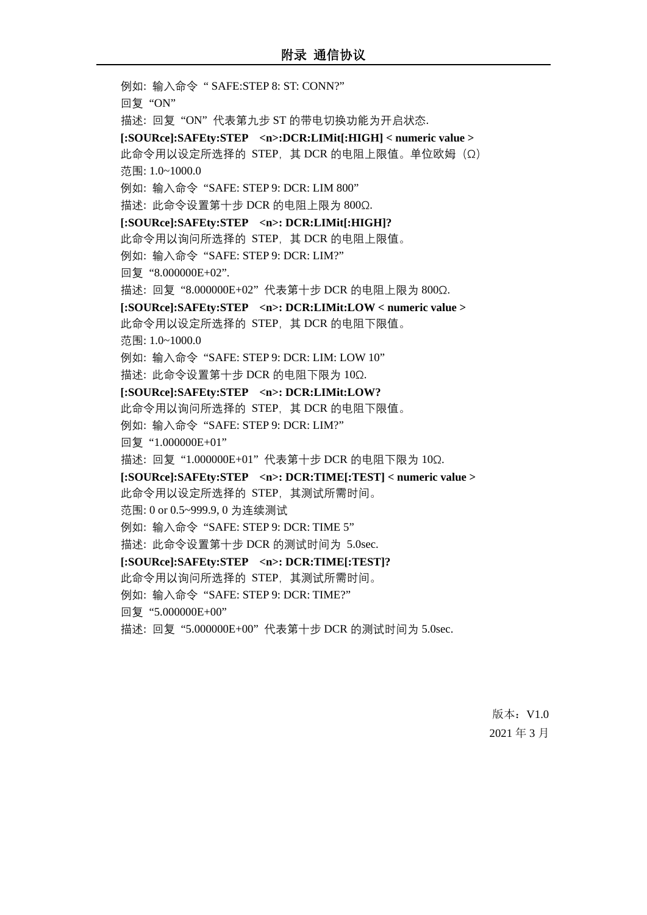例如: 输入命令 “ SAFE:STEP 8: ST: CONN?”

回复 “ON”

描述: 回复 “ON” 代表第九步 ST 的带电切换功能为开启状态.

**[:SOURce]:SAFEty:STEP <n>:DCR:LIMit[:HIGH] < numeric value >**

此命令用以设定所选择的 STEP，其 DCR 的电阻上限值。单位欧姆（Ω）

范围: 1.0~1000.0

例如: 输入命令 “SAFE: STEP 9: DCR: LIM 800”

描述: 此命令设置第十步 DCR 的电阻上限为 800Ω.

**[:SOURce]:SAFEty:STEP <n>: DCR:LIMit[:HIGH]?**

此命令用以询问所选择的 STEP，其 DCR 的电阻上限值。

例如: 输入命令 “SAFE: STEP 9: DCR: LIM?”

回复 “8.000000E+02”.

描述: 回复 “8.000000E+02” 代表第十步 DCR 的电阻上限为 800Ω.

**[:SOURce]:SAFEty:STEP <n>: DCR:LIMit:LOW < numeric value >**

此命令用以设定所选择的 STEP，其 DCR 的电阻下限值。

范围: 1.0~1000.0

例如: 输入命令 “SAFE: STEP 9: DCR: LIM: LOW 10”

描述: 此命令设置第十步 DCR 的电阻下限为 10Ω.

**[:SOURce]:SAFEty:STEP <n>: DCR:LIMit:LOW?**

此命令用以询问所选择的 STEP，其 DCR 的电阻下限值。

例如: 输入命令 “SAFE: STEP 9: DCR: LIM?”

回复 “1.000000E+01”

描述: 回复 “1.000000E+01” 代表第十步 DCR 的电阻下限为 10Ω.

**[:SOURce]:SAFEty:STEP <n>: DCR:TIME[:TEST] < numeric value >**

此命令用以设定所选择的 STEP，其测试所需时间。

范围: 0 or 0.5~999.9, 0 为连续测试

例如: 输入命令 “SAFE: STEP 9: DCR: TIME 5”

描述: 此命令设置第十步 DCR 的测试时间为 5.0sec.

**[:SOURce]:SAFEty:STEP <n>: DCR:TIME[:TEST]?**

此命令用以询问所选择的 STEP，其测试所需时间。

例如: 输入命令 “SAFE: STEP 9: DCR: TIME?”

回复 “5.000000E+00”

描述: 回复 “5.000000E+00” 代表第十步 DCR 的测试时间为 5.0sec.

版本：V1.0

2021 年 3 月